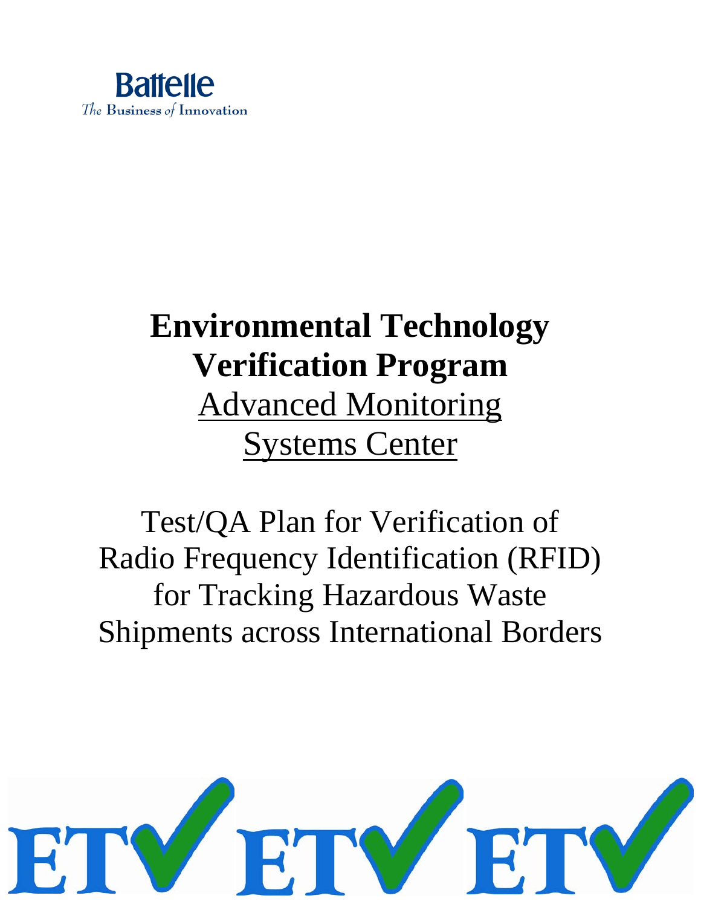Battelle

*The Business of Innovation*

# Environmental Technology Verification Program

## Advanced Monitoring Systems Center

Test/QA Plan for Verification of Radio Frequency Identification (RFID) for Tracking Hazardous Waste Shipments across International Borders

ETV ETV ETV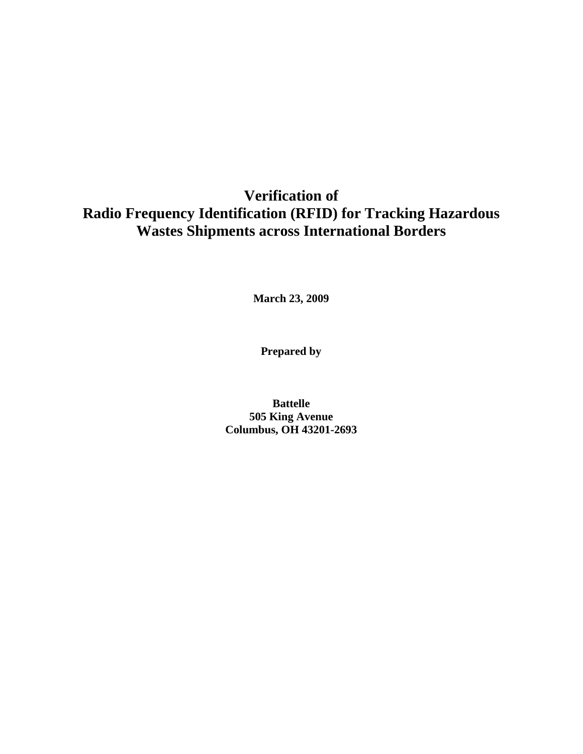# Verification of Radio Frequency Identification (RFID) for Tracking Hazardous Wastes Shipments across International Borders

**March 23, 2009**

**Prepared by**

**Battelle**
**505 King Avenue**
**Columbus, OH 43201-2693**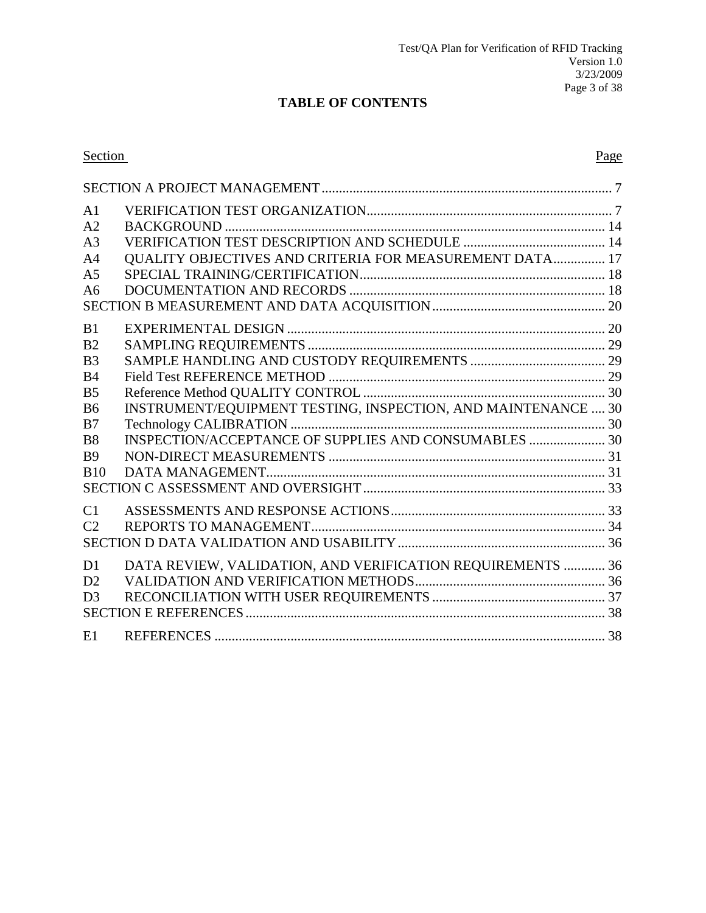# TABLE OF CONTENTS

| Section | | Page |
|---|---|---|
| SECTION A PROJECT MANAGEMENT | | 7 |
| A1 | VERIFICATION TEST ORGANIZATION | 7 |
| A2 | BACKGROUND | 14 |
| A3 | VERIFICATION TEST DESCRIPTION AND SCHEDULE | 14 |
| A4 | QUALITY OBJECTIVES AND CRITERIA FOR MEASUREMENT DATA | 17 |
| A5 | SPECIAL TRAINING/CERTIFICATION | 18 |
| A6 | DOCUMENTATION AND RECORDS | 18 |
| SECTION B MEASUREMENT AND DATA ACQUISITION | | 20 |
| B1 | EXPERIMENTAL DESIGN | 20 |
| B2 | SAMPLING REQUIREMENTS | 29 |
| B3 | SAMPLE HANDLING AND CUSTODY REQUIREMENTS | 29 |
| B4 | Field Test REFERENCE METHOD | 29 |
| B5 | Reference Method QUALITY CONTROL | 30 |
| B6 | INSTRUMENT/EQUIPMENT TESTING, INSPECTION, AND MAINTENANCE | 30 |
| B7 | Technology CALIBRATION | 30 |
| B8 | INSPECTION/ACCEPTANCE OF SUPPLIES AND CONSUMABLES | 30 |
| B9 | NON-DIRECT MEASUREMENTS | 31 |
| B10 | DATA MANAGEMENT | 31 |
| SECTION C ASSESSMENT AND OVERSIGHT | | 33 |
| C1 | ASSESSMENTS AND RESPONSE ACTIONS | 33 |
| C2 | REPORTS TO MANAGEMENT | 34 |
| SECTION D DATA VALIDATION AND USABILITY | | 36 |
| D1 | DATA REVIEW, VALIDATION, AND VERIFICATION REQUIREMENTS | 36 |
| D2 | VALIDATION AND VERIFICATION METHODS | 36 |
| D3 | RECONCILIATION WITH USER REQUIREMENTS | 37 |
| SECTION E REFERENCES | | 38 |
| E1 | REFERENCES | 38 |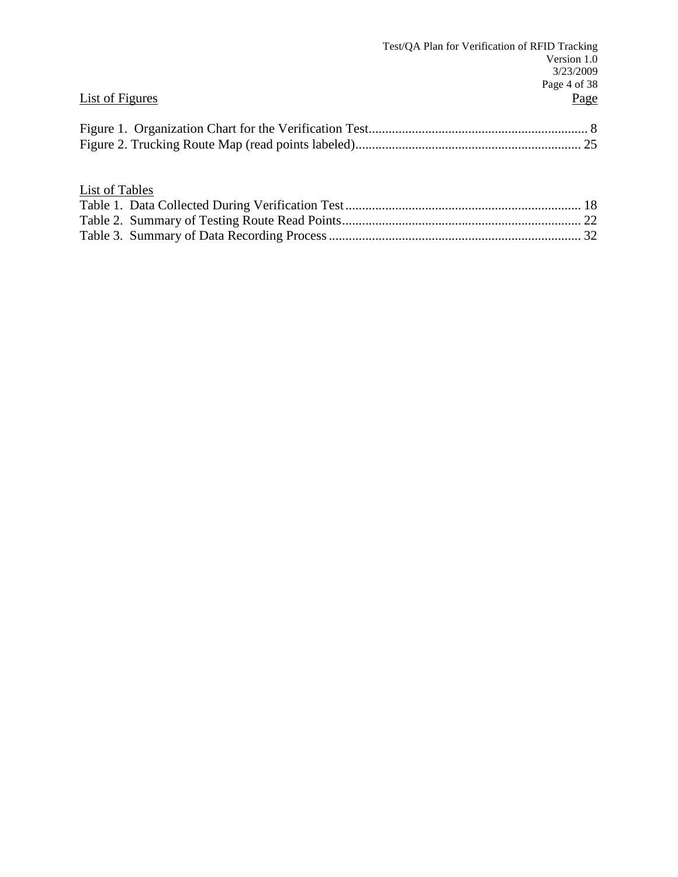List of Figures | Page

Figure 1. Organization Chart for the Verification Test.................................................................. 8
Figure 2. Trucking Route Map (read points labeled).................................................................... 25

List of Tables

Table 1. Data Collected During Verification Test...................................................................... 18
Table 2. Summary of Testing Route Read Points........................................................................ 22
Table 3. Summary of Data Recording Process........................................................................... 32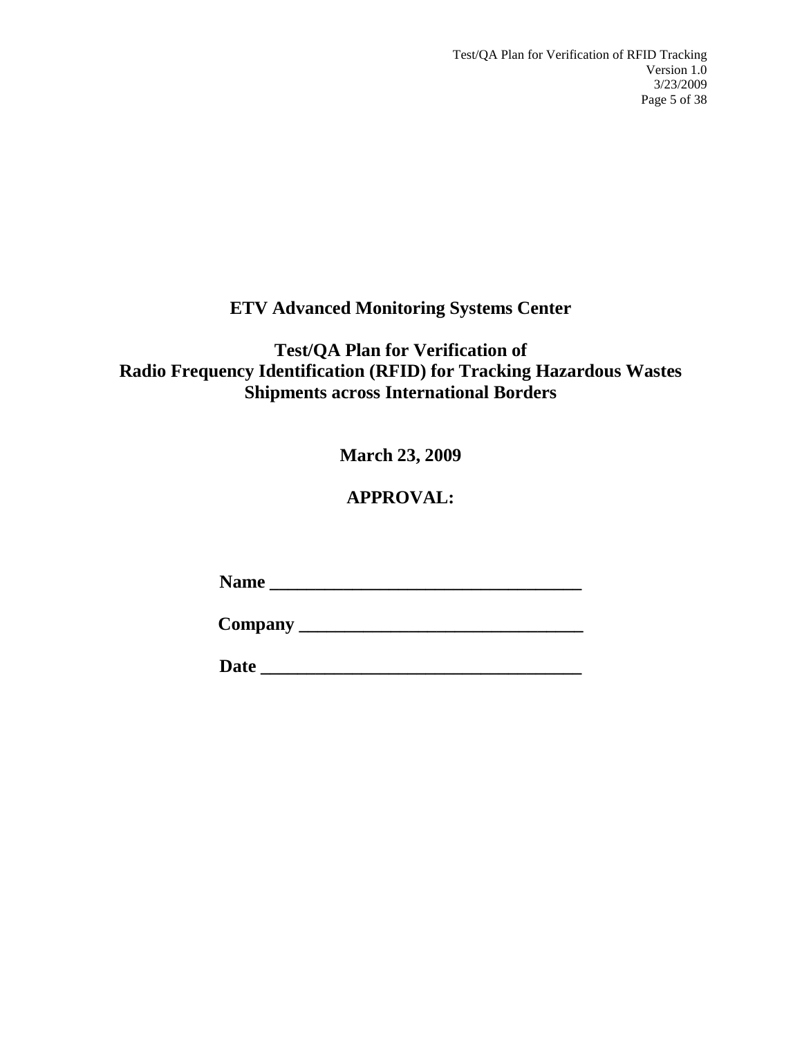**ETV Advanced Monitoring Systems Center**

**Test/QA Plan for Verification of Radio Frequency Identification (RFID) for Tracking Hazardous Wastes Shipments across International Borders**

**March 23, 2009**

**APPROVAL:**

**Name \_\_\_\_\_\_\_\_\_\_\_\_\_\_\_\_\_\_\_\_\_\_\_\_\_\_\_\_\_\_\_\_\_\_\_**

**Company \_\_\_\_\_\_\_\_\_\_\_\_\_\_\_\_\_\_\_\_\_\_\_\_\_\_\_\_\_\_\_**

**Date \_\_\_\_\_\_\_\_\_\_\_\_\_\_\_\_\_\_\_\_\_\_\_\_\_\_\_\_\_\_\_\_\_\_\_\_**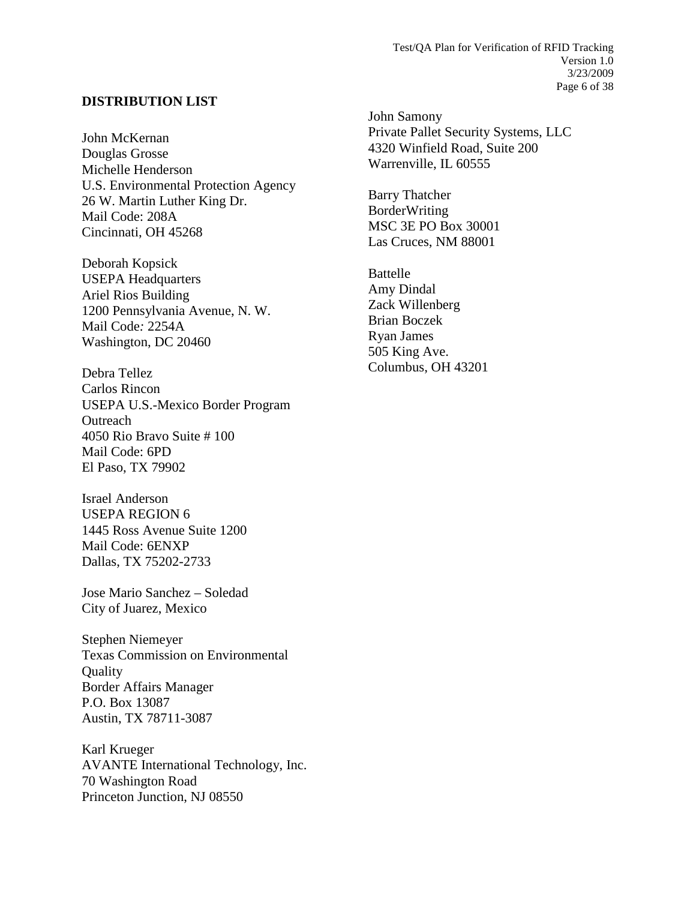## DISTRIBUTION LIST

John McKernan
Douglas Grosse
Michelle Henderson
U.S. Environmental Protection Agency
26 W. Martin Luther King Dr.
Mail Code: 208A
Cincinnati, OH 45268

Deborah Kopsick
USEPA Headquarters
Ariel Rios Building
1200 Pennsylvania Avenue, N. W.
Mail Code: 2254A
Washington, DC 20460

Debra Tellez
Carlos Rincon
USEPA U.S.-Mexico Border Program Outreach
4050 Rio Bravo Suite # 100
Mail Code: 6PD
El Paso, TX 79902

Israel Anderson
USEPA REGION 6
1445 Ross Avenue Suite 1200
Mail Code: 6ENXP
Dallas, TX 75202-2733

Jose Mario Sanchez – Soledad
City of Juarez, Mexico

Stephen Niemeyer
Texas Commission on Environmental Quality
Border Affairs Manager
P.O. Box 13087
Austin, TX 78711-3087

Karl Krueger
AVANTE International Technology, Inc.
70 Washington Road
Princeton Junction, NJ 08550

John Samony
Private Pallet Security Systems, LLC
4320 Winfield Road, Suite 200
Warrenville, IL 60555

Barry Thatcher
BorderWriting
MSC 3E PO Box 30001
Las Cruces, NM 88001

Battelle
Amy Dindal
Zack Willenberg
Brian Boczek
Ryan James
505 King Ave.
Columbus, OH 43201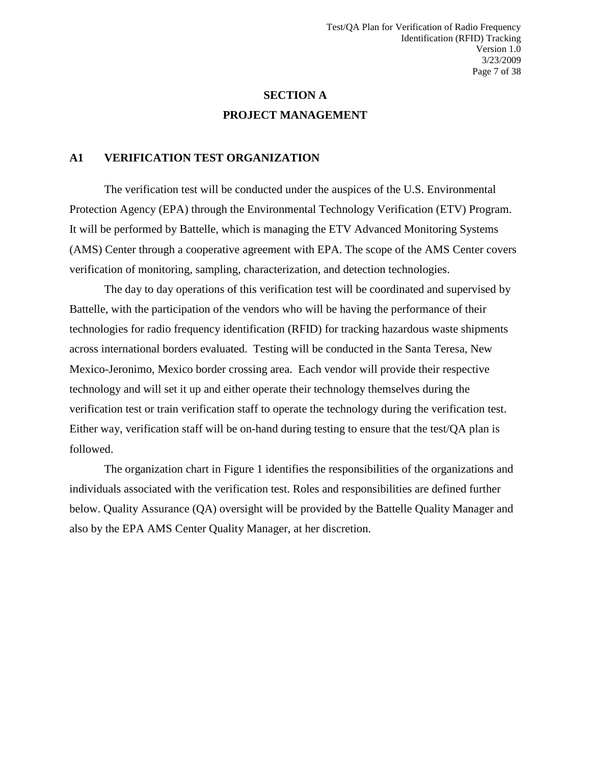# SECTION A

# PROJECT MANAGEMENT

## A1 VERIFICATION TEST ORGANIZATION

The verification test will be conducted under the auspices of the U.S. Environmental Protection Agency (EPA) through the Environmental Technology Verification (ETV) Program. It will be performed by Battelle, which is managing the ETV Advanced Monitoring Systems (AMS) Center through a cooperative agreement with EPA. The scope of the AMS Center covers verification of monitoring, sampling, characterization, and detection technologies.

The day to day operations of this verification test will be coordinated and supervised by Battelle, with the participation of the vendors who will be having the performance of their technologies for radio frequency identification (RFID) for tracking hazardous waste shipments across international borders evaluated. Testing will be conducted in the Santa Teresa, New Mexico-Jeronimo, Mexico border crossing area. Each vendor will provide their respective technology and will set it up and either operate their technology themselves during the verification test or train verification staff to operate the technology during the verification test. Either way, verification staff will be on-hand during testing to ensure that the test/QA plan is followed.

The organization chart in Figure 1 identifies the responsibilities of the organizations and individuals associated with the verification test. Roles and responsibilities are defined further below. Quality Assurance (QA) oversight will be provided by the Battelle Quality Manager and also by the EPA AMS Center Quality Manager, at her discretion.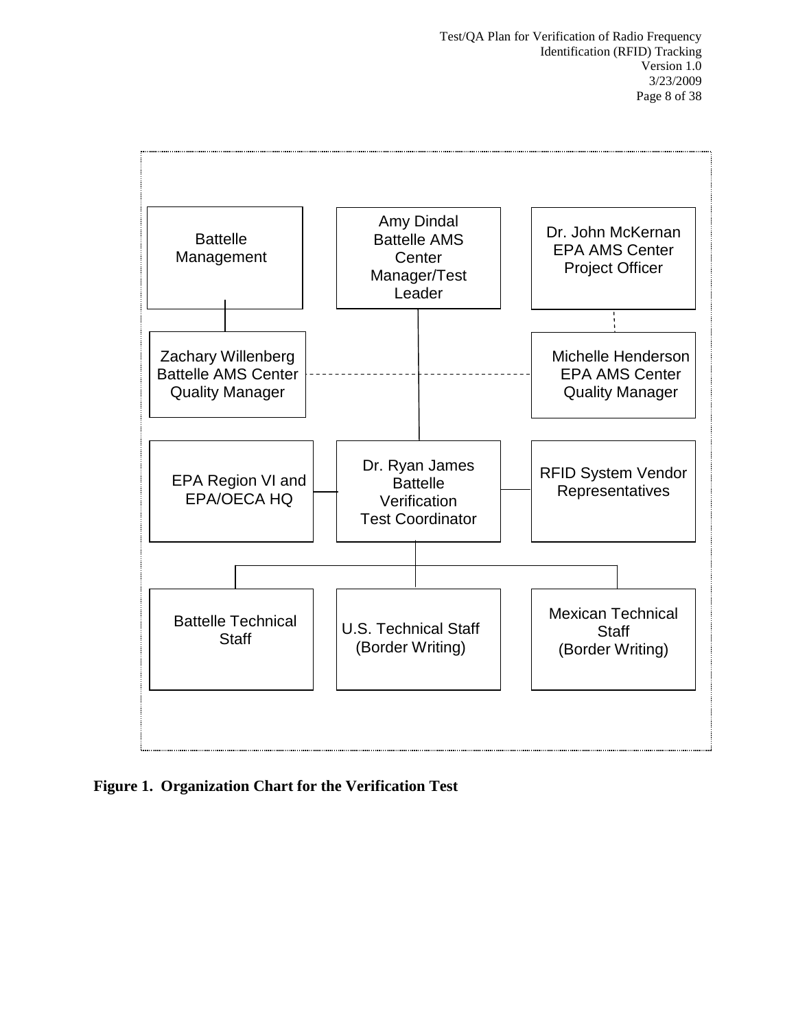Battelle Management

Amy Dindal
Battelle AMS Center Manager/Test Leader

Dr. John McKernan
EPA AMS Center Project Officer

Zachary Willenberg
Battelle AMS Center Quality Manager

Michelle Henderson
EPA AMS Center Quality Manager

EPA Region VI and EPA/OECA HQ

Dr. Ryan James
Battelle Verification Test Coordinator

RFID System Vendor Representatives

Battelle Technical Staff

U.S. Technical Staff (Border Writing)

Mexican Technical Staff (Border Writing)

**Figure 1. Organization Chart for the Verification Test**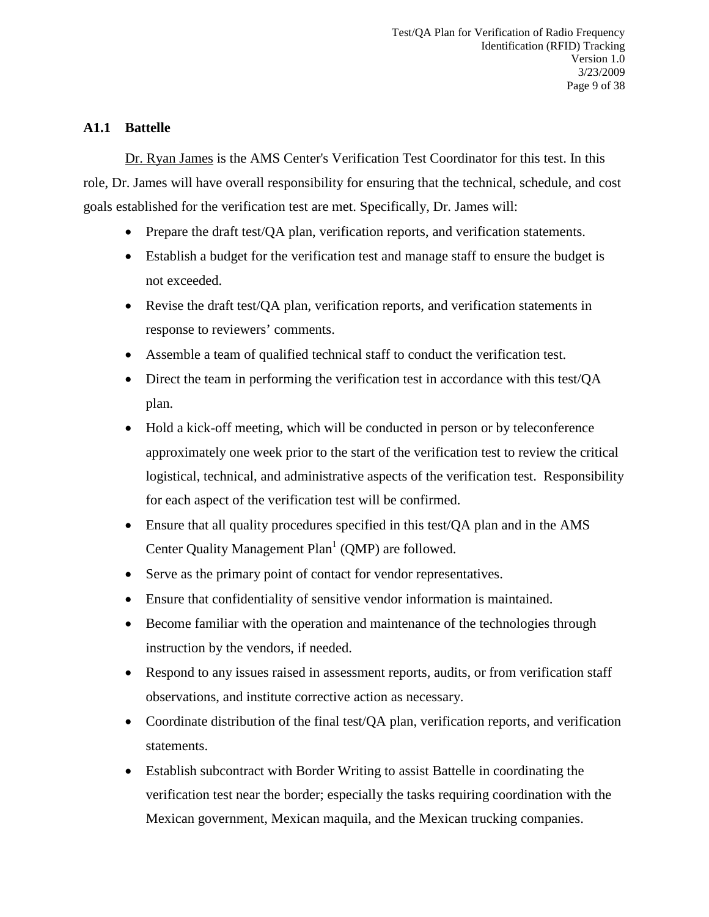## A1.1 Battelle

Dr. Ryan James is the AMS Center's Verification Test Coordinator for this test. In this role, Dr. James will have overall responsibility for ensuring that the technical, schedule, and cost goals established for the verification test are met. Specifically, Dr. James will:

- Prepare the draft test/QA plan, verification reports, and verification statements.
- Establish a budget for the verification test and manage staff to ensure the budget is not exceeded.
- Revise the draft test/QA plan, verification reports, and verification statements in response to reviewers' comments.
- Assemble a team of qualified technical staff to conduct the verification test.
- Direct the team in performing the verification test in accordance with this test/QA plan.
- Hold a kick-off meeting, which will be conducted in person or by teleconference approximately one week prior to the start of the verification test to review the critical logistical, technical, and administrative aspects of the verification test. Responsibility for each aspect of the verification test will be confirmed.
- Ensure that all quality procedures specified in this test/QA plan and in the AMS Center Quality Management Plan[1] (QMP) are followed.
- Serve as the primary point of contact for vendor representatives.
- Ensure that confidentiality of sensitive vendor information is maintained.
- Become familiar with the operation and maintenance of the technologies through instruction by the vendors, if needed.
- Respond to any issues raised in assessment reports, audits, or from verification staff observations, and institute corrective action as necessary.
- Coordinate distribution of the final test/QA plan, verification reports, and verification statements.
- Establish subcontract with Border Writing to assist Battelle in coordinating the verification test near the border; especially the tasks requiring coordination with the Mexican government, Mexican maquila, and the Mexican trucking companies.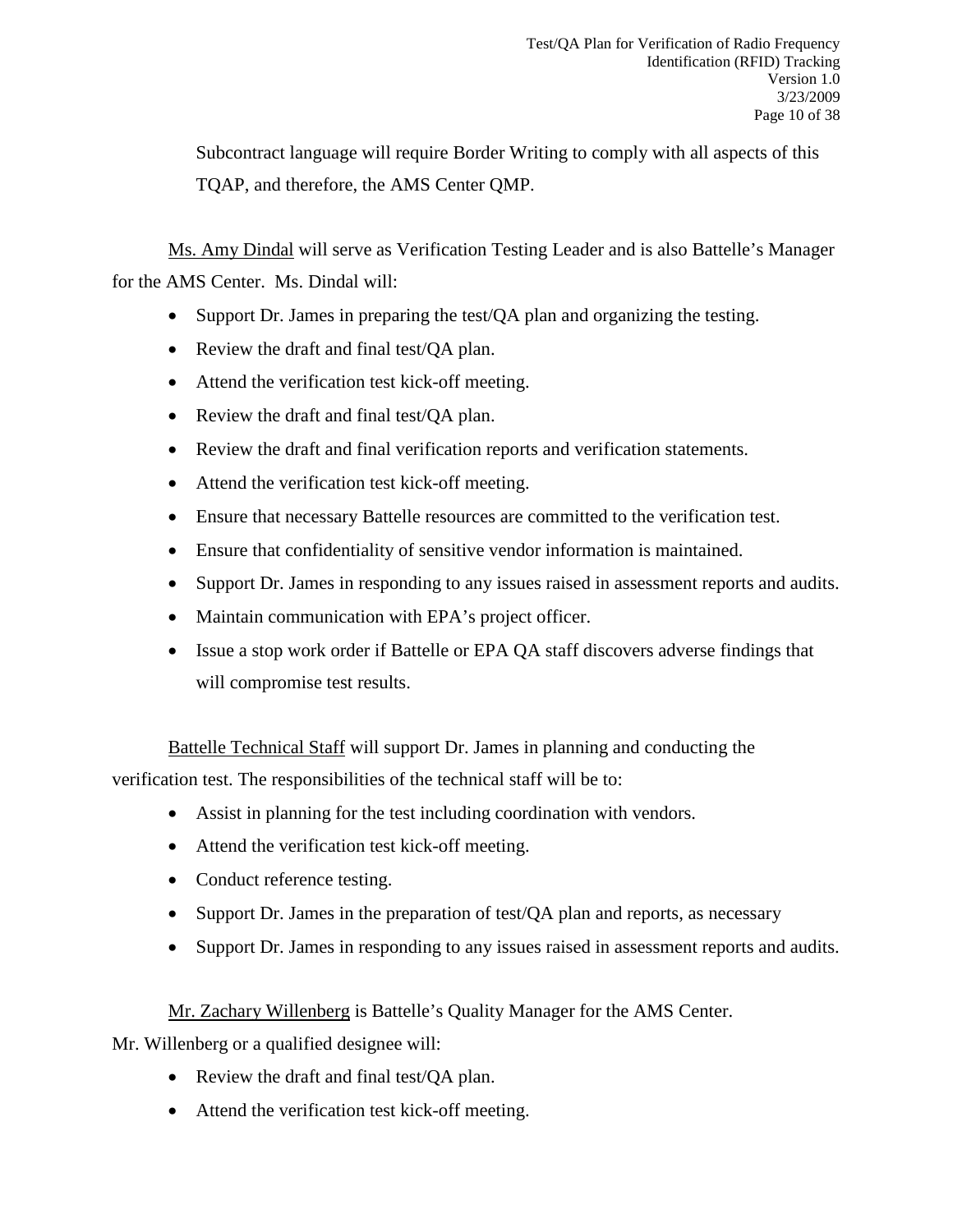Subcontract language will require Border Writing to comply with all aspects of this TQAP, and therefore, the AMS Center QMP.

Ms. Amy Dindal will serve as Verification Testing Leader and is also Battelle's Manager for the AMS Center. Ms. Dindal will:

- Support Dr. James in preparing the test/QA plan and organizing the testing.
- Review the draft and final test/QA plan.
- Attend the verification test kick-off meeting.
- Review the draft and final test/QA plan.
- Review the draft and final verification reports and verification statements.
- Attend the verification test kick-off meeting.
- Ensure that necessary Battelle resources are committed to the verification test.
- Ensure that confidentiality of sensitive vendor information is maintained.
- Support Dr. James in responding to any issues raised in assessment reports and audits.
- Maintain communication with EPA's project officer.
- Issue a stop work order if Battelle or EPA QA staff discovers adverse findings that will compromise test results.

Battelle Technical Staff will support Dr. James in planning and conducting the verification test. The responsibilities of the technical staff will be to:

- Assist in planning for the test including coordination with vendors.
- Attend the verification test kick-off meeting.
- Conduct reference testing.
- Support Dr. James in the preparation of test/QA plan and reports, as necessary
- Support Dr. James in responding to any issues raised in assessment reports and audits.

Mr. Zachary Willenberg is Battelle's Quality Manager for the AMS Center. Mr. Willenberg or a qualified designee will:

- Review the draft and final test/QA plan.
- Attend the verification test kick-off meeting.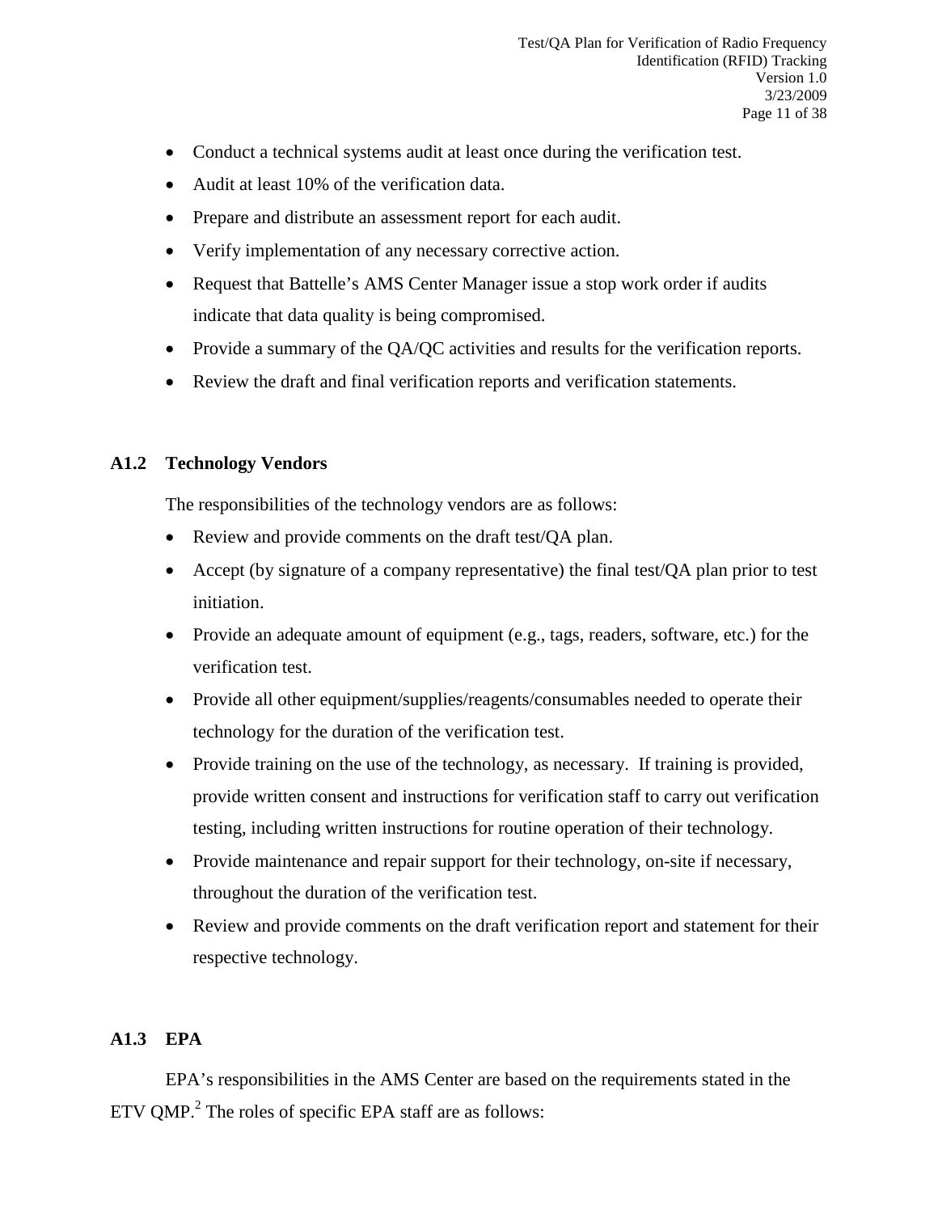- Conduct a technical systems audit at least once during the verification test.
- Audit at least 10% of the verification data.
- Prepare and distribute an assessment report for each audit.
- Verify implementation of any necessary corrective action.
- Request that Battelle's AMS Center Manager issue a stop work order if audits indicate that data quality is being compromised.
- Provide a summary of the QA/QC activities and results for the verification reports.
- Review the draft and final verification reports and verification statements.

### A1.2 Technology Vendors

The responsibilities of the technology vendors are as follows:

- Review and provide comments on the draft test/QA plan.
- Accept (by signature of a company representative) the final test/QA plan prior to test initiation.
- Provide an adequate amount of equipment (e.g., tags, readers, software, etc.) for the verification test.
- Provide all other equipment/supplies/reagents/consumables needed to operate their technology for the duration of the verification test.
- Provide training on the use of the technology, as necessary. If training is provided, provide written consent and instructions for verification staff to carry out verification testing, including written instructions for routine operation of their technology.
- Provide maintenance and repair support for their technology, on-site if necessary, throughout the duration of the verification test.
- Review and provide comments on the draft verification report and statement for their respective technology.

### A1.3 EPA

EPA's responsibilities in the AMS Center are based on the requirements stated in the ETV QMP.[2] The roles of specific EPA staff are as follows: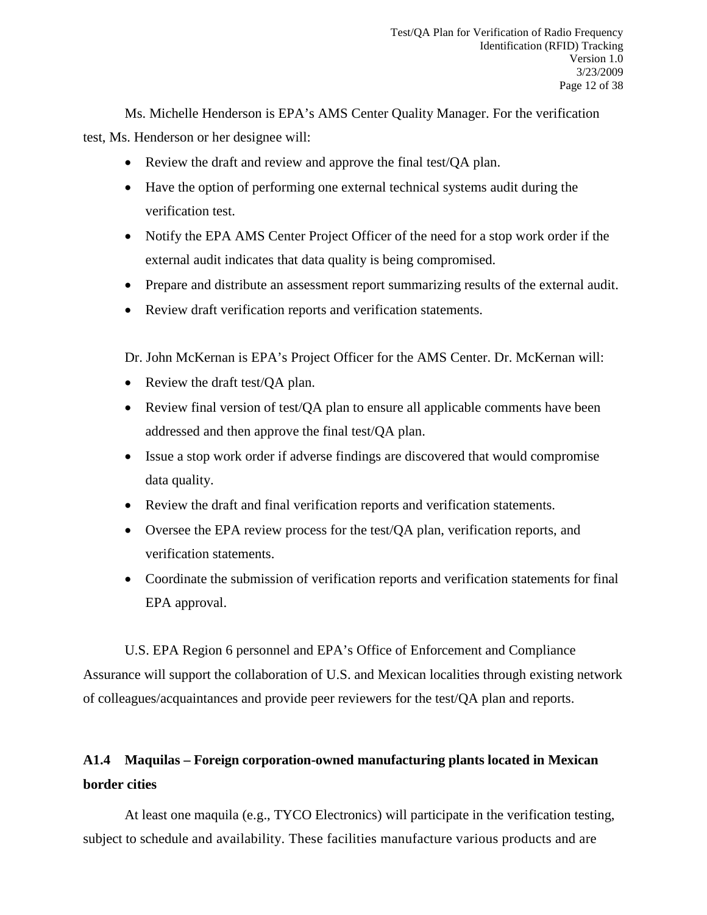Ms. Michelle Henderson is EPA's AMS Center Quality Manager. For the verification test, Ms. Henderson or her designee will:

- Review the draft and review and approve the final test/QA plan.
- Have the option of performing one external technical systems audit during the verification test.
- Notify the EPA AMS Center Project Officer of the need for a stop work order if the external audit indicates that data quality is being compromised.
- Prepare and distribute an assessment report summarizing results of the external audit.
- Review draft verification reports and verification statements.

Dr. John McKernan is EPA's Project Officer for the AMS Center. Dr. McKernan will:

- Review the draft test/QA plan.
- Review final version of test/QA plan to ensure all applicable comments have been addressed and then approve the final test/QA plan.
- Issue a stop work order if adverse findings are discovered that would compromise data quality.
- Review the draft and final verification reports and verification statements.
- Oversee the EPA review process for the test/QA plan, verification reports, and verification statements.
- Coordinate the submission of verification reports and verification statements for final EPA approval.

U.S. EPA Region 6 personnel and EPA's Office of Enforcement and Compliance Assurance will support the collaboration of U.S. and Mexican localities through existing network of colleagues/acquaintances and provide peer reviewers for the test/QA plan and reports.

## A1.4 Maquilas – Foreign corporation-owned manufacturing plants located in Mexican border cities

At least one maquila (e.g., TYCO Electronics) will participate in the verification testing, subject to schedule and availability. These facilities manufacture various products and are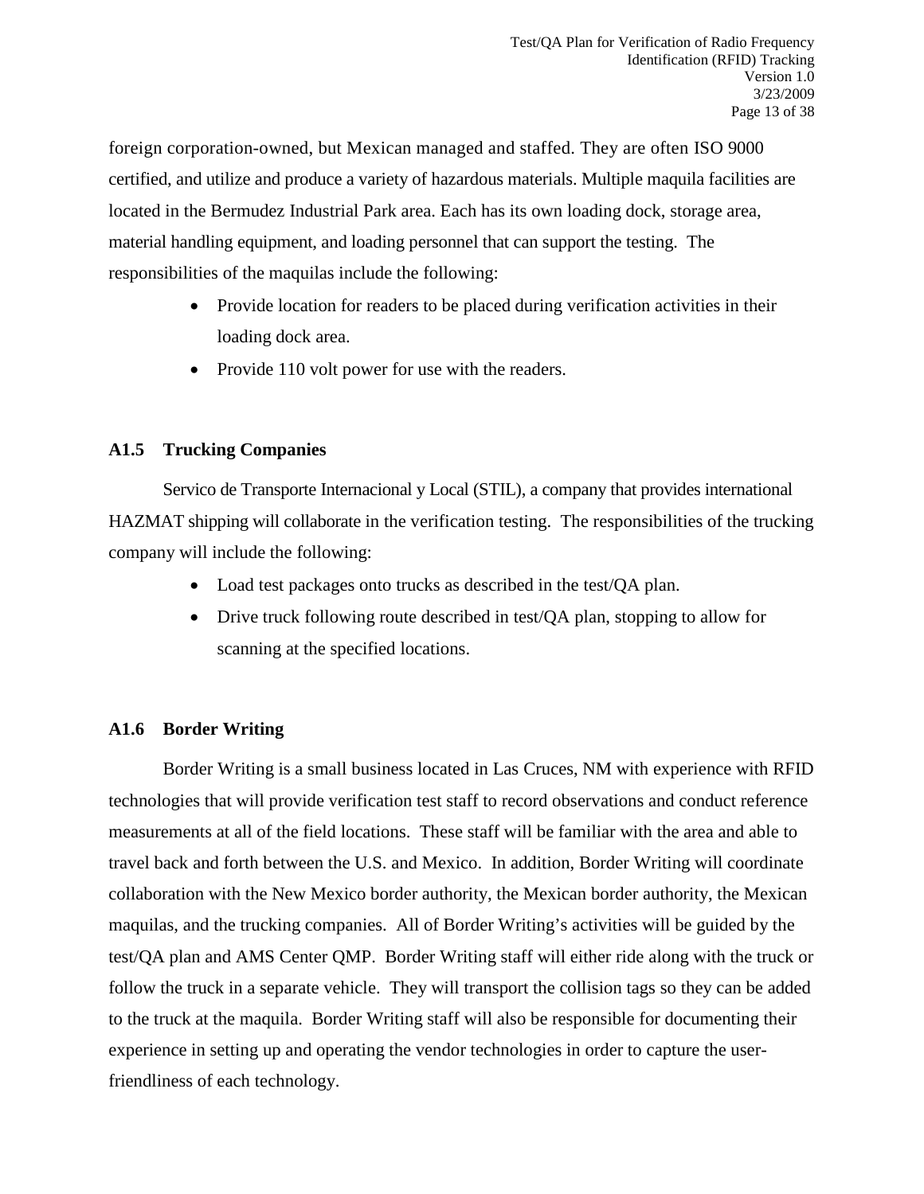foreign corporation-owned, but Mexican managed and staffed. They are often ISO 9000 certified, and utilize and produce a variety of hazardous materials. Multiple maquila facilities are located in the Bermudez Industrial Park area. Each has its own loading dock, storage area, material handling equipment, and loading personnel that can support the testing. The responsibilities of the maquilas include the following:

- Provide location for readers to be placed during verification activities in their loading dock area.
- Provide 110 volt power for use with the readers.

### A1.5 Trucking Companies

Servico de Transporte Internacional y Local (STIL), a company that provides international HAZMAT shipping will collaborate in the verification testing. The responsibilities of the trucking company will include the following:

- Load test packages onto trucks as described in the test/QA plan.
- Drive truck following route described in test/QA plan, stopping to allow for scanning at the specified locations.

### A1.6 Border Writing

Border Writing is a small business located in Las Cruces, NM with experience with RFID technologies that will provide verification test staff to record observations and conduct reference measurements at all of the field locations. These staff will be familiar with the area and able to travel back and forth between the U.S. and Mexico. In addition, Border Writing will coordinate collaboration with the New Mexico border authority, the Mexican border authority, the Mexican maquilas, and the trucking companies. All of Border Writing's activities will be guided by the test/QA plan and AMS Center QMP. Border Writing staff will either ride along with the truck or follow the truck in a separate vehicle. They will transport the collision tags so they can be added to the truck at the maquila. Border Writing staff will also be responsible for documenting their experience in setting up and operating the vendor technologies in order to capture the user-friendliness of each technology.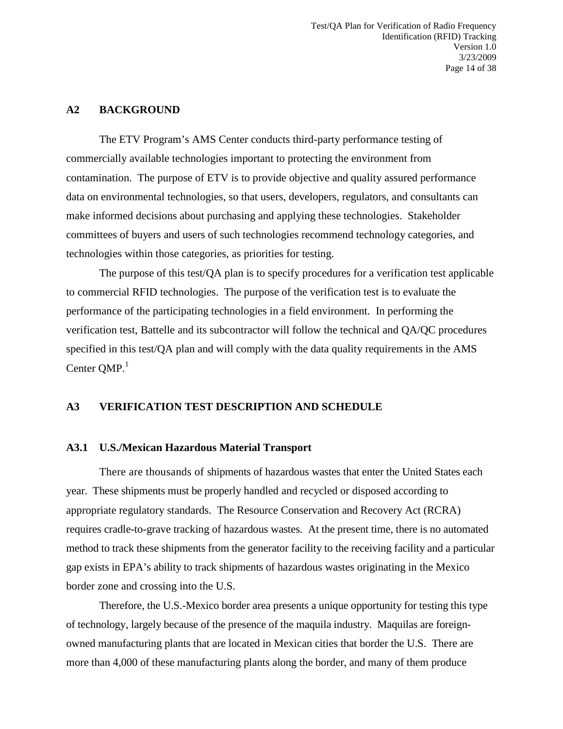## A2 BACKGROUND

The ETV Program's AMS Center conducts third-party performance testing of commercially available technologies important to protecting the environment from contamination. The purpose of ETV is to provide objective and quality assured performance data on environmental technologies, so that users, developers, regulators, and consultants can make informed decisions about purchasing and applying these technologies. Stakeholder committees of buyers and users of such technologies recommend technology categories, and technologies within those categories, as priorities for testing.

The purpose of this test/QA plan is to specify procedures for a verification test applicable to commercial RFID technologies. The purpose of the verification test is to evaluate the performance of the participating technologies in a field environment. In performing the verification test, Battelle and its subcontractor will follow the technical and QA/QC procedures specified in this test/QA plan and will comply with the data quality requirements in the AMS Center QMP.[1]

## A3 VERIFICATION TEST DESCRIPTION AND SCHEDULE

### A3.1 U.S./Mexican Hazardous Material Transport

There are thousands of shipments of hazardous wastes that enter the United States each year. These shipments must be properly handled and recycled or disposed according to appropriate regulatory standards. The Resource Conservation and Recovery Act (RCRA) requires cradle-to-grave tracking of hazardous wastes. At the present time, there is no automated method to track these shipments from the generator facility to the receiving facility and a particular gap exists in EPA's ability to track shipments of hazardous wastes originating in the Mexico border zone and crossing into the U.S.

Therefore, the U.S.-Mexico border area presents a unique opportunity for testing this type of technology, largely because of the presence of the maquila industry. Maquilas are foreign-owned manufacturing plants that are located in Mexican cities that border the U.S. There are more than 4,000 of these manufacturing plants along the border, and many of them produce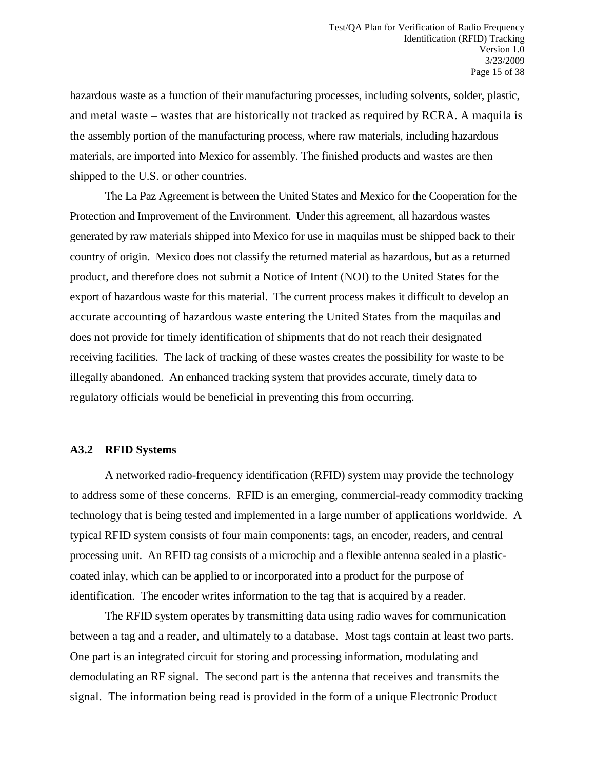hazardous waste as a function of their manufacturing processes, including solvents, solder, plastic, and metal waste – wastes that are historically not tracked as required by RCRA. A maquila is the assembly portion of the manufacturing process, where raw materials, including hazardous materials, are imported into Mexico for assembly. The finished products and wastes are then shipped to the U.S. or other countries.

The La Paz Agreement is between the United States and Mexico for the Cooperation for the Protection and Improvement of the Environment. Under this agreement, all hazardous wastes generated by raw materials shipped into Mexico for use in maquilas must be shipped back to their country of origin. Mexico does not classify the returned material as hazardous, but as a returned product, and therefore does not submit a Notice of Intent (NOI) to the United States for the export of hazardous waste for this material. The current process makes it difficult to develop an accurate accounting of hazardous waste entering the United States from the maquilas and does not provide for timely identification of shipments that do not reach their designated receiving facilities. The lack of tracking of these wastes creates the possibility for waste to be illegally abandoned. An enhanced tracking system that provides accurate, timely data to regulatory officials would be beneficial in preventing this from occurring.

### A3.2 RFID Systems

A networked radio-frequency identification (RFID) system may provide the technology to address some of these concerns. RFID is an emerging, commercial-ready commodity tracking technology that is being tested and implemented in a large number of applications worldwide. A typical RFID system consists of four main components: tags, an encoder, readers, and central processing unit. An RFID tag consists of a microchip and a flexible antenna sealed in a plastic-coated inlay, which can be applied to or incorporated into a product for the purpose of identification. The encoder writes information to the tag that is acquired by a reader.

The RFID system operates by transmitting data using radio waves for communication between a tag and a reader, and ultimately to a database. Most tags contain at least two parts. One part is an integrated circuit for storing and processing information, modulating and demodulating an RF signal. The second part is the antenna that receives and transmits the signal. The information being read is provided in the form of a unique Electronic Product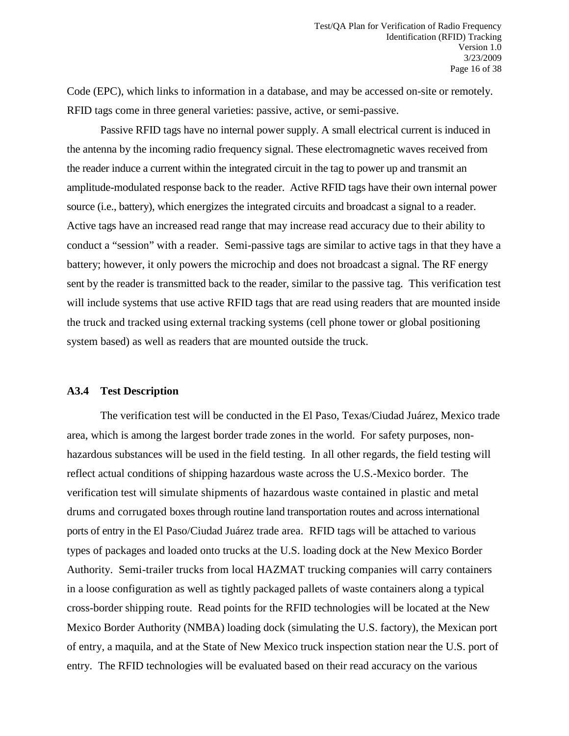Code (EPC), which links to information in a database, and may be accessed on-site or remotely. RFID tags come in three general varieties: passive, active, or semi-passive.

Passive RFID tags have no internal power supply. A small electrical current is induced in the antenna by the incoming radio frequency signal. These electromagnetic waves received from the reader induce a current within the integrated circuit in the tag to power up and transmit an amplitude-modulated response back to the reader. Active RFID tags have their own internal power source (i.e., battery), which energizes the integrated circuits and broadcast a signal to a reader. Active tags have an increased read range that may increase read accuracy due to their ability to conduct a "session" with a reader. Semi-passive tags are similar to active tags in that they have a battery; however, it only powers the microchip and does not broadcast a signal. The RF energy sent by the reader is transmitted back to the reader, similar to the passive tag. This verification test will include systems that use active RFID tags that are read using readers that are mounted inside the truck and tracked using external tracking systems (cell phone tower or global positioning system based) as well as readers that are mounted outside the truck.

### A3.4 Test Description

The verification test will be conducted in the El Paso, Texas/Ciudad Juárez, Mexico trade area, which is among the largest border trade zones in the world. For safety purposes, non-hazardous substances will be used in the field testing. In all other regards, the field testing will reflect actual conditions of shipping hazardous waste across the U.S.-Mexico border. The verification test will simulate shipments of hazardous waste contained in plastic and metal drums and corrugated boxes through routine land transportation routes and across international ports of entry in the El Paso/Ciudad Juárez trade area. RFID tags will be attached to various types of packages and loaded onto trucks at the U.S. loading dock at the New Mexico Border Authority. Semi-trailer trucks from local HAZMAT trucking companies will carry containers in a loose configuration as well as tightly packaged pallets of waste containers along a typical cross-border shipping route. Read points for the RFID technologies will be located at the New Mexico Border Authority (NMBA) loading dock (simulating the U.S. factory), the Mexican port of entry, a maquila, and at the State of New Mexico truck inspection station near the U.S. port of entry. The RFID technologies will be evaluated based on their read accuracy on the various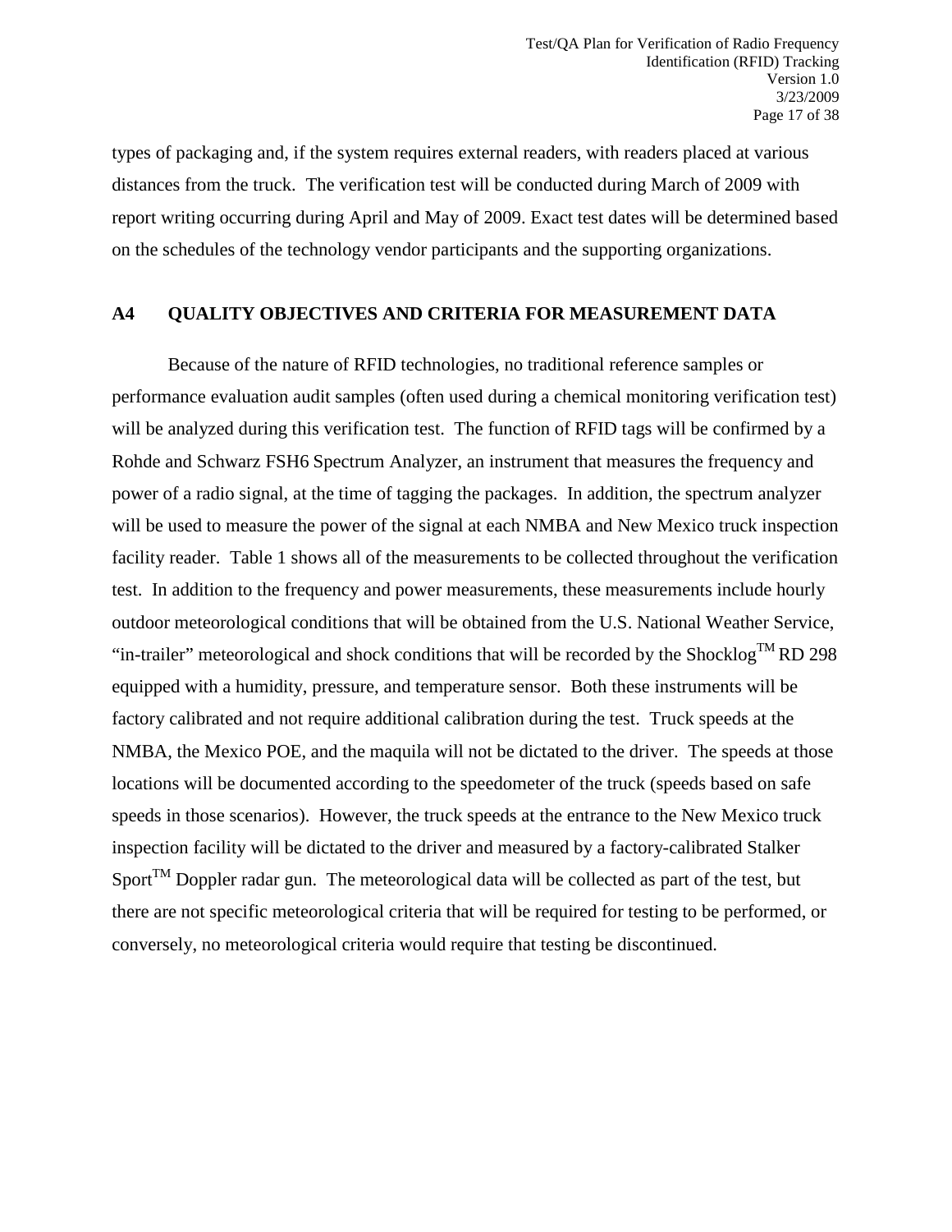types of packaging and, if the system requires external readers, with readers placed at various distances from the truck. The verification test will be conducted during March of 2009 with report writing occurring during April and May of 2009. Exact test dates will be determined based on the schedules of the technology vendor participants and the supporting organizations.

## A4 QUALITY OBJECTIVES AND CRITERIA FOR MEASUREMENT DATA

Because of the nature of RFID technologies, no traditional reference samples or performance evaluation audit samples (often used during a chemical monitoring verification test) will be analyzed during this verification test. The function of RFID tags will be confirmed by a Rohde and Schwarz FSH6 Spectrum Analyzer, an instrument that measures the frequency and power of a radio signal, at the time of tagging the packages. In addition, the spectrum analyzer will be used to measure the power of the signal at each NMBA and New Mexico truck inspection facility reader. Table 1 shows all of the measurements to be collected throughout the verification test. In addition to the frequency and power measurements, these measurements include hourly outdoor meteorological conditions that will be obtained from the U.S. National Weather Service, "in-trailer" meteorological and shock conditions that will be recorded by the Shocklog™ RD 298 equipped with a humidity, pressure, and temperature sensor. Both these instruments will be factory calibrated and not require additional calibration during the test. Truck speeds at the NMBA, the Mexico POE, and the maquila will not be dictated to the driver. The speeds at those locations will be documented according to the speedometer of the truck (speeds based on safe speeds in those scenarios). However, the truck speeds at the entrance to the New Mexico truck inspection facility will be dictated to the driver and measured by a factory-calibrated Stalker Sport™ Doppler radar gun. The meteorological data will be collected as part of the test, but there are not specific meteorological criteria that will be required for testing to be performed, or conversely, no meteorological criteria would require that testing be discontinued.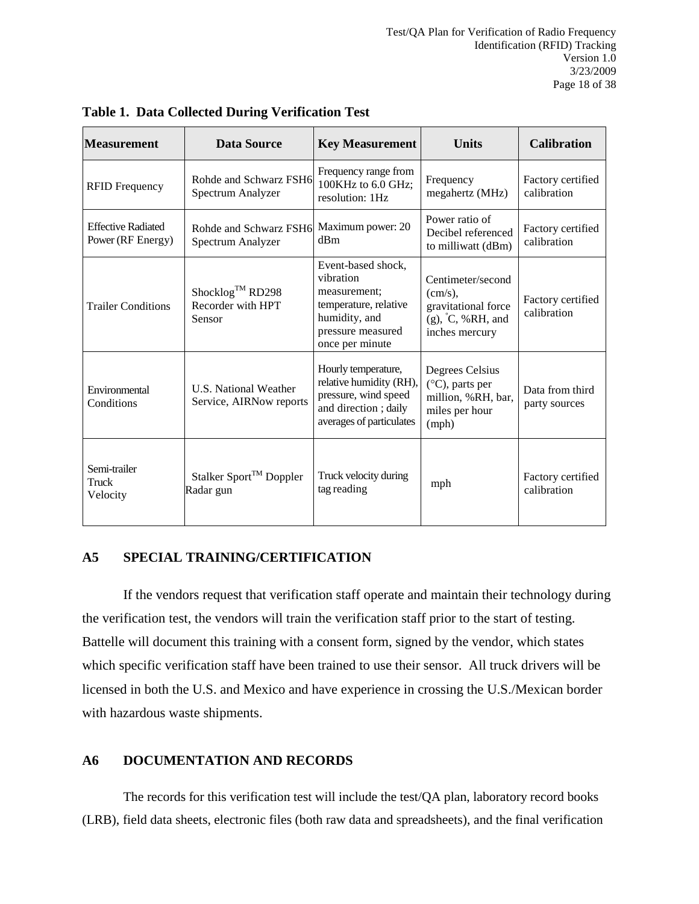**Table 1. Data Collected During Verification Test**

| Measurement | Data Source | Key Measurement | Units | Calibration |
|---|---|---|---|---|
| RFID Frequency | Rohde and Schwarz FSH6 Spectrum Analyzer | Frequency range from 100KHz to 6.0 GHz; resolution: 1Hz | Frequency megahertz (MHz) | Factory certified calibration |
| Effective Radiated Power (RF Energy) | Rohde and Schwarz FSH6 Spectrum Analyzer | Maximum power: 20 dBm | Power ratio of Decibel referenced to milliwatt (dBm) | Factory certified calibration |
| Trailer Conditions | Shocklog™ RD298 Recorder with HPT Sensor | Event-based shock, vibration measurement; temperature, relative humidity, and pressure measured once per minute | Centimeter/second (cm/s), gravitational force (g), °C, %RH, and inches mercury | Factory certified calibration |
| Environmental Conditions | U.S. National Weather Service, AIRNow reports | Hourly temperature, relative humidity (RH), pressure, wind speed and direction ; daily averages of particulates | Degrees Celsius (°C), parts per million, %RH, bar, miles per hour (mph) | Data from third party sources |
| Semi-trailer Truck Velocity | Stalker Sport™ Doppler Radar gun | Truck velocity during tag reading | mph | Factory certified calibration |

## A5 SPECIAL TRAINING/CERTIFICATION

If the vendors request that verification staff operate and maintain their technology during the verification test, the vendors will train the verification staff prior to the start of testing. Battelle will document this training with a consent form, signed by the vendor, which states which specific verification staff have been trained to use their sensor. All truck drivers will be licensed in both the U.S. and Mexico and have experience in crossing the U.S./Mexican border with hazardous waste shipments.

## A6 DOCUMENTATION AND RECORDS

The records for this verification test will include the test/QA plan, laboratory record books (LRB), field data sheets, electronic files (both raw data and spreadsheets), and the final verification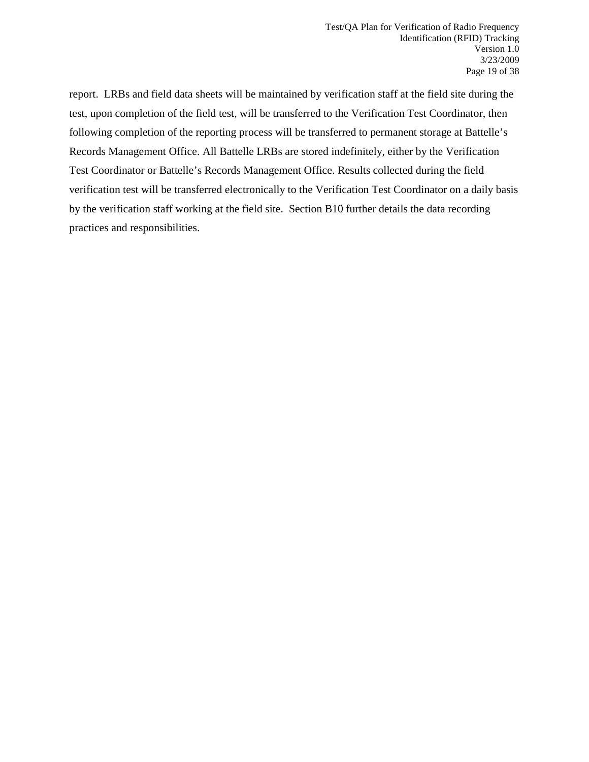report. LRBs and field data sheets will be maintained by verification staff at the field site during the test, upon completion of the field test, will be transferred to the Verification Test Coordinator, then following completion of the reporting process will be transferred to permanent storage at Battelle's Records Management Office. All Battelle LRBs are stored indefinitely, either by the Verification Test Coordinator or Battelle's Records Management Office. Results collected during the field verification test will be transferred electronically to the Verification Test Coordinator on a daily basis by the verification staff working at the field site. Section B10 further details the data recording practices and responsibilities.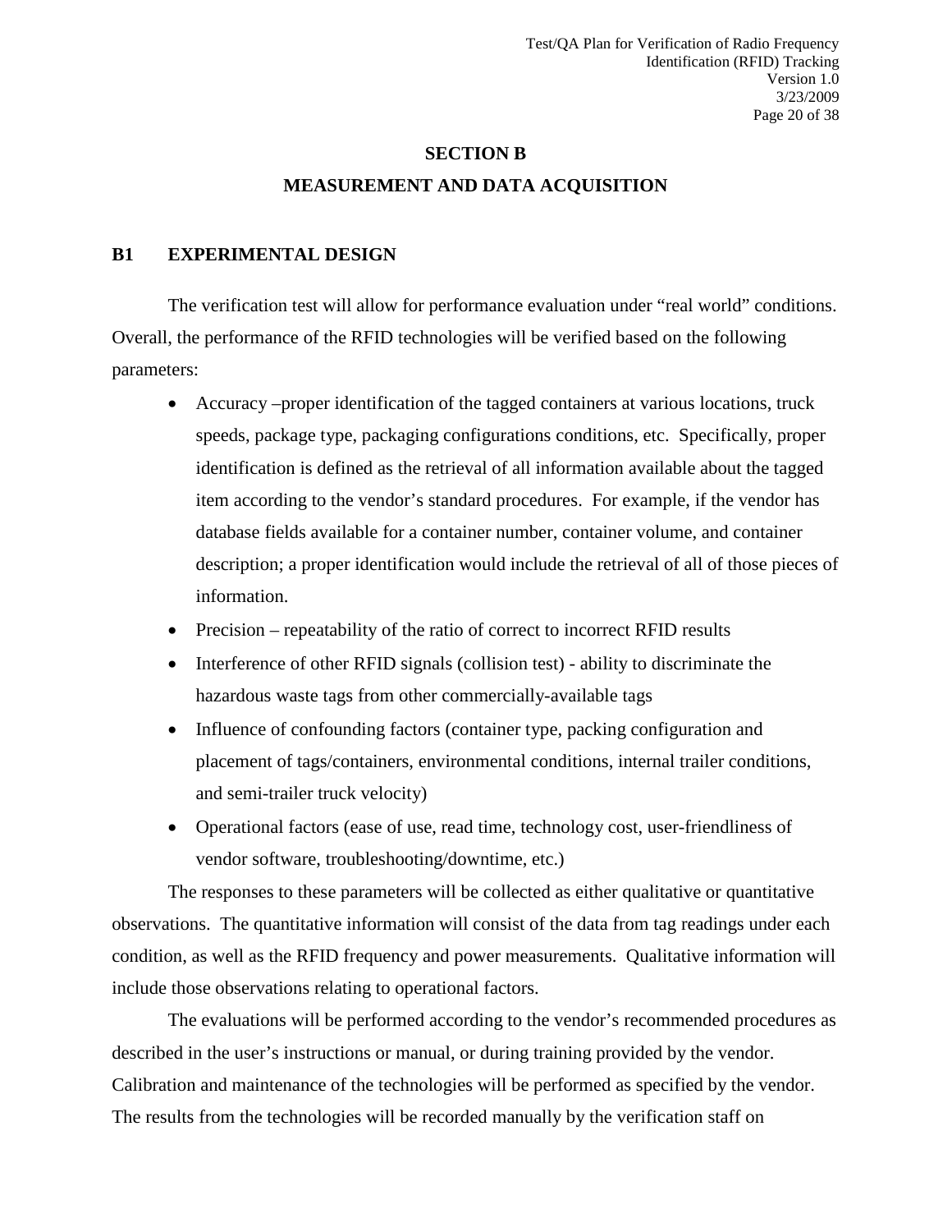# SECTION B

# MEASUREMENT AND DATA ACQUISITION

## B1 EXPERIMENTAL DESIGN

The verification test will allow for performance evaluation under "real world" conditions. Overall, the performance of the RFID technologies will be verified based on the following parameters:

- Accuracy –proper identification of the tagged containers at various locations, truck speeds, package type, packaging configurations conditions, etc. Specifically, proper identification is defined as the retrieval of all information available about the tagged item according to the vendor's standard procedures. For example, if the vendor has database fields available for a container number, container volume, and container description; a proper identification would include the retrieval of all of those pieces of information.
- Precision – repeatability of the ratio of correct to incorrect RFID results
- Interference of other RFID signals (collision test) - ability to discriminate the hazardous waste tags from other commercially-available tags
- Influence of confounding factors (container type, packing configuration and placement of tags/containers, environmental conditions, internal trailer conditions, and semi-trailer truck velocity)
- Operational factors (ease of use, read time, technology cost, user-friendliness of vendor software, troubleshooting/downtime, etc.)

The responses to these parameters will be collected as either qualitative or quantitative observations. The quantitative information will consist of the data from tag readings under each condition, as well as the RFID frequency and power measurements. Qualitative information will include those observations relating to operational factors.

The evaluations will be performed according to the vendor's recommended procedures as described in the user's instructions or manual, or during training provided by the vendor. Calibration and maintenance of the technologies will be performed as specified by the vendor. The results from the technologies will be recorded manually by the verification staff on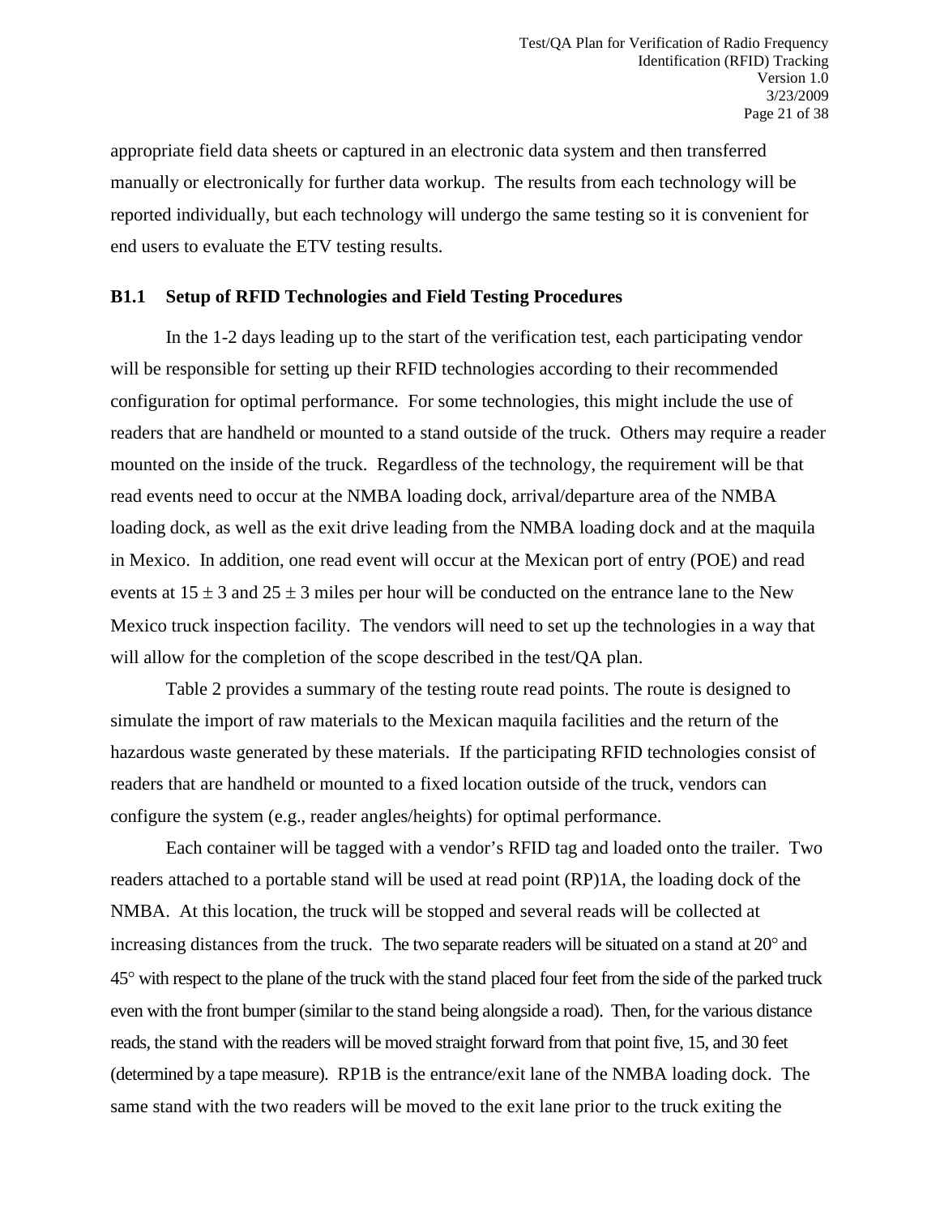appropriate field data sheets or captured in an electronic data system and then transferred manually or electronically for further data workup. The results from each technology will be reported individually, but each technology will undergo the same testing so it is convenient for end users to evaluate the ETV testing results.

### B1.1 Setup of RFID Technologies and Field Testing Procedures

In the 1-2 days leading up to the start of the verification test, each participating vendor will be responsible for setting up their RFID technologies according to their recommended configuration for optimal performance. For some technologies, this might include the use of readers that are handheld or mounted to a stand outside of the truck. Others may require a reader mounted on the inside of the truck. Regardless of the technology, the requirement will be that read events need to occur at the NMBA loading dock, arrival/departure area of the NMBA loading dock, as well as the exit drive leading from the NMBA loading dock and at the maquila in Mexico. In addition, one read event will occur at the Mexican port of entry (POE) and read events at $15 \pm 3$ and $25 \pm 3$ miles per hour will be conducted on the entrance lane to the New Mexico truck inspection facility. The vendors will need to set up the technologies in a way that will allow for the completion of the scope described in the test/QA plan.

Table 2 provides a summary of the testing route read points. The route is designed to simulate the import of raw materials to the Mexican maquila facilities and the return of the hazardous waste generated by these materials. If the participating RFID technologies consist of readers that are handheld or mounted to a fixed location outside of the truck, vendors can configure the system (e.g., reader angles/heights) for optimal performance.

Each container will be tagged with a vendor's RFID tag and loaded onto the trailer. Two readers attached to a portable stand will be used at read point (RP)1A, the loading dock of the NMBA. At this location, the truck will be stopped and several reads will be collected at increasing distances from the truck. The two separate readers will be situated on a stand at 20° and 45° with respect to the plane of the truck with the stand placed four feet from the side of the parked truck even with the front bumper (similar to the stand being alongside a road). Then, for the various distance reads, the stand with the readers will be moved straight forward from that point five, 15, and 30 feet (determined by a tape measure). RP1B is the entrance/exit lane of the NMBA loading dock. The same stand with the two readers will be moved to the exit lane prior to the truck exiting the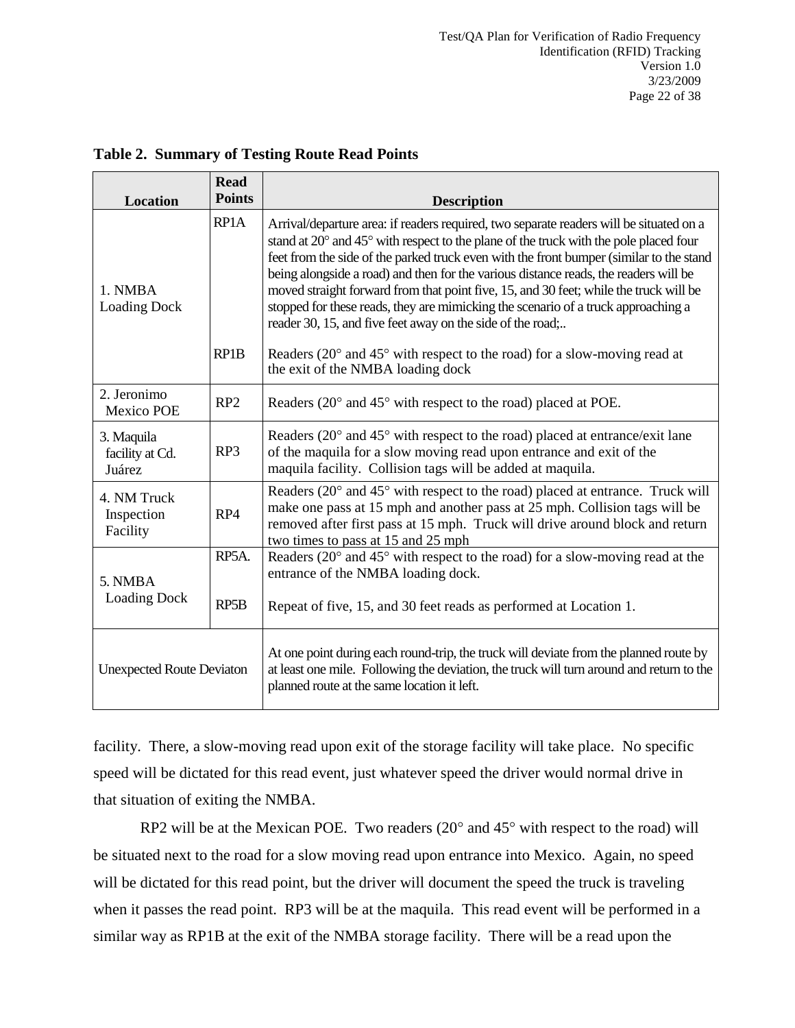**Table 2. Summary of Testing Route Read Points**

| Location | Read Points | Description |
|---|---|---|
| 1. NMBA Loading Dock | RP1A | Arrival/departure area: if readers required, two separate readers will be situated on a stand at 20° and 45° with respect to the plane of the truck with the pole placed four feet from the side of the parked truck even with the front bumper (similar to the stand being alongside a road) and then for the various distance reads, the readers will be moved straight forward from that point five, 15, and 30 feet; while the truck will be stopped for these reads, they are mimicking the scenario of a truck approaching a reader 30, 15, and five feet away on the side of the road;.. |
| | RP1B | Readers (20° and 45° with respect to the road) for a slow-moving read at the exit of the NMBA loading dock |
| 2. Jeronimo Mexico POE | RP2 | Readers (20° and 45° with respect to the road) placed at POE. |
| 3. Maquila facility at Cd. Juárez | RP3 | Readers (20° and 45° with respect to the road) placed at entrance/exit lane of the maquila for a slow moving read upon entrance and exit of the maquila facility. Collision tags will be added at maquila. |
| 4. NM Truck Inspection Facility | RP4 | Readers (20° and 45° with respect to the road) placed at entrance. Truck will make one pass at 15 mph and another pass at 25 mph. Collision tags will be removed after first pass at 15 mph. Truck will drive around block and return two times to pass at 15 and 25 mph |
| 5. NMBA Loading Dock | RP5A. | Readers (20° and 45° with respect to the road) for a slow-moving read at the entrance of the NMBA loading dock. |
| | RP5B | Repeat of five, 15, and 30 feet reads as performed at Location 1. |
| Unexpected Route Deviaton | | At one point during each round-trip, the truck will deviate from the planned route by at least one mile. Following the deviation, the truck will turn around and return to the planned route at the same location it left. |

facility. There, a slow-moving read upon exit of the storage facility will take place. No specific speed will be dictated for this read event, just whatever speed the driver would normal drive in that situation of exiting the NMBA.

RP2 will be at the Mexican POE. Two readers (20° and 45° with respect to the road) will be situated next to the road for a slow moving read upon entrance into Mexico. Again, no speed will be dictated for this read point, but the driver will document the speed the truck is traveling when it passes the read point. RP3 will be at the maquila. This read event will be performed in a similar way as RP1B at the exit of the NMBA storage facility. There will be a read upon the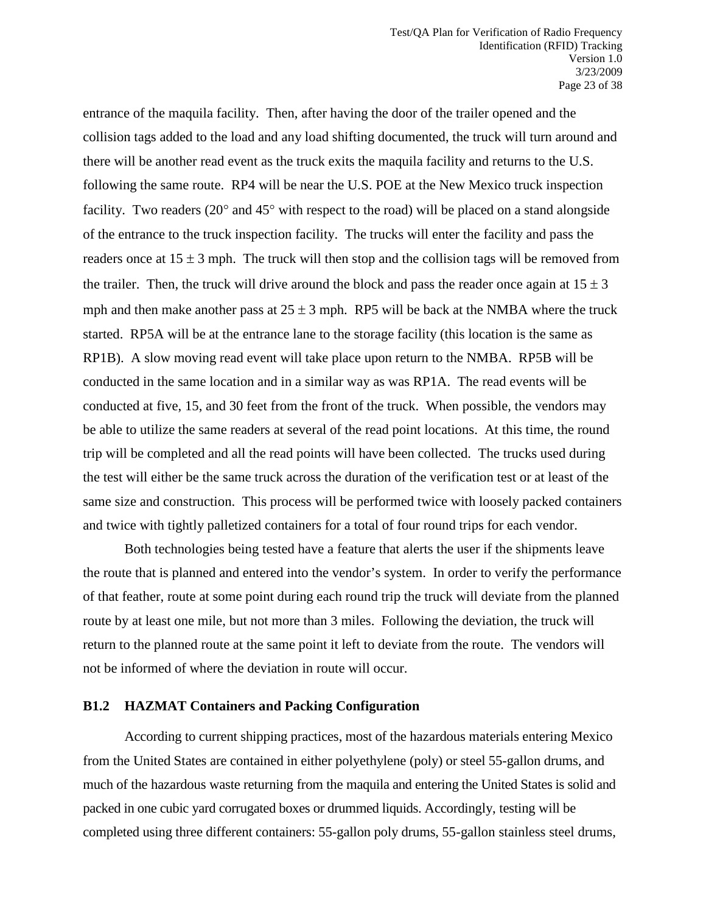entrance of the maquila facility. Then, after having the door of the trailer opened and the collision tags added to the load and any load shifting documented, the truck will turn around and there will be another read event as the truck exits the maquila facility and returns to the U.S. following the same route. RP4 will be near the U.S. POE at the New Mexico truck inspection facility. Two readers (20° and 45° with respect to the road) will be placed on a stand alongside of the entrance to the truck inspection facility. The trucks will enter the facility and pass the readers once at $15 \pm 3$ mph. The truck will then stop and the collision tags will be removed from the trailer. Then, the truck will drive around the block and pass the reader once again at $15 \pm 3$ mph and then make another pass at $25 \pm 3$ mph. RP5 will be back at the NMBA where the truck started. RP5A will be at the entrance lane to the storage facility (this location is the same as RP1B). A slow moving read event will take place upon return to the NMBA. RP5B will be conducted in the same location and in a similar way as was RP1A. The read events will be conducted at five, 15, and 30 feet from the front of the truck. When possible, the vendors may be able to utilize the same readers at several of the read point locations. At this time, the round trip will be completed and all the read points will have been collected. The trucks used during the test will either be the same truck across the duration of the verification test or at least of the same size and construction. This process will be performed twice with loosely packed containers and twice with tightly palletized containers for a total of four round trips for each vendor.

Both technologies being tested have a feature that alerts the user if the shipments leave the route that is planned and entered into the vendor's system. In order to verify the performance of that feather, route at some point during each round trip the truck will deviate from the planned route by at least one mile, but not more than 3 miles. Following the deviation, the truck will return to the planned route at the same point it left to deviate from the route. The vendors will not be informed of where the deviation in route will occur.

### B1.2 HAZMAT Containers and Packing Configuration

According to current shipping practices, most of the hazardous materials entering Mexico from the United States are contained in either polyethylene (poly) or steel 55-gallon drums, and much of the hazardous waste returning from the maquila and entering the United States is solid and packed in one cubic yard corrugated boxes or drummed liquids. Accordingly, testing will be completed using three different containers: 55-gallon poly drums, 55-gallon stainless steel drums,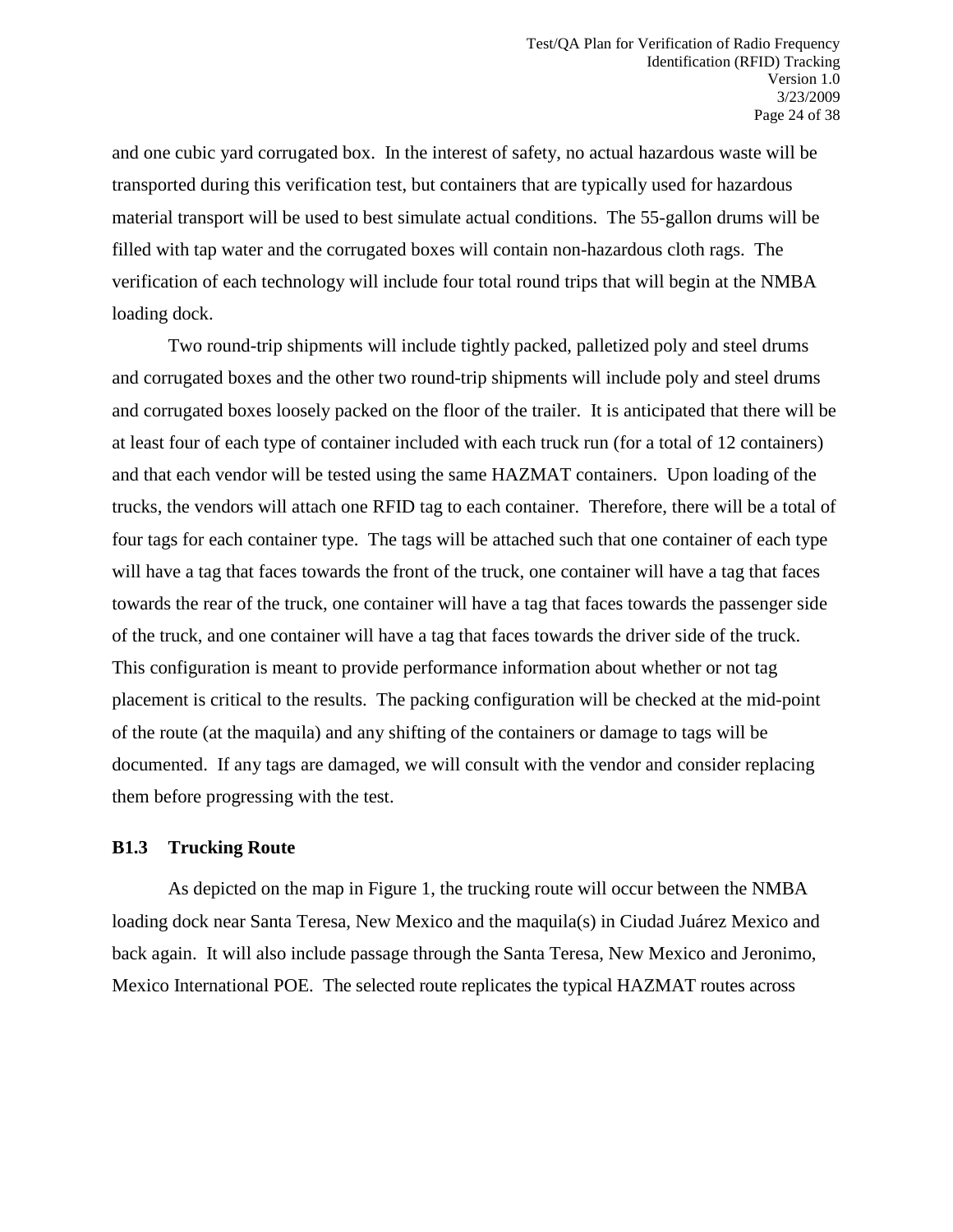and one cubic yard corrugated box. In the interest of safety, no actual hazardous waste will be transported during this verification test, but containers that are typically used for hazardous material transport will be used to best simulate actual conditions. The 55-gallon drums will be filled with tap water and the corrugated boxes will contain non-hazardous cloth rags. The verification of each technology will include four total round trips that will begin at the NMBA loading dock.

Two round-trip shipments will include tightly packed, palletized poly and steel drums and corrugated boxes and the other two round-trip shipments will include poly and steel drums and corrugated boxes loosely packed on the floor of the trailer. It is anticipated that there will be at least four of each type of container included with each truck run (for a total of 12 containers) and that each vendor will be tested using the same HAZMAT containers. Upon loading of the trucks, the vendors will attach one RFID tag to each container. Therefore, there will be a total of four tags for each container type. The tags will be attached such that one container of each type will have a tag that faces towards the front of the truck, one container will have a tag that faces towards the rear of the truck, one container will have a tag that faces towards the passenger side of the truck, and one container will have a tag that faces towards the driver side of the truck. This configuration is meant to provide performance information about whether or not tag placement is critical to the results. The packing configuration will be checked at the mid-point of the route (at the maquila) and any shifting of the containers or damage to tags will be documented. If any tags are damaged, we will consult with the vendor and consider replacing them before progressing with the test.

### B1.3 Trucking Route

As depicted on the map in Figure 1, the trucking route will occur between the NMBA loading dock near Santa Teresa, New Mexico and the maquila(s) in Ciudad Juárez Mexico and back again. It will also include passage through the Santa Teresa, New Mexico and Jeronimo, Mexico International POE. The selected route replicates the typical HAZMAT routes across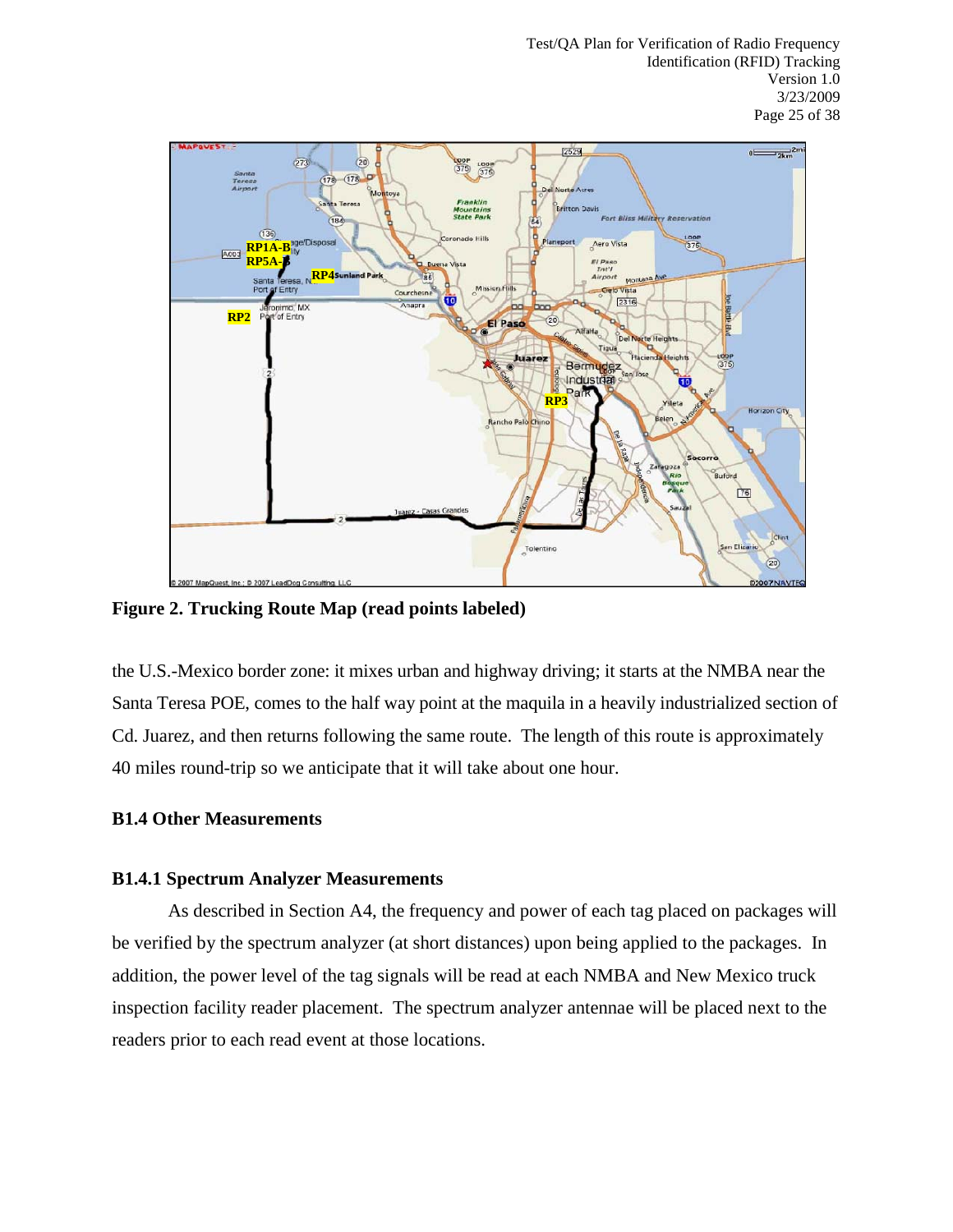**Figure 2. Trucking Route Map (read points labeled)**

the U.S.-Mexico border zone: it mixes urban and highway driving; it starts at the NMBA near the Santa Teresa POE, comes to the half way point at the maquila in a heavily industrialized section of Cd. Juarez, and then returns following the same route. The length of this route is approximately 40 miles round-trip so we anticipate that it will take about one hour.

### B1.4 Other Measurements

#### B1.4.1 Spectrum Analyzer Measurements

As described in Section A4, the frequency and power of each tag placed on packages will be verified by the spectrum analyzer (at short distances) upon being applied to the packages. In addition, the power level of the tag signals will be read at each NMBA and New Mexico truck inspection facility reader placement. The spectrum analyzer antennae will be placed next to the readers prior to each read event at those locations.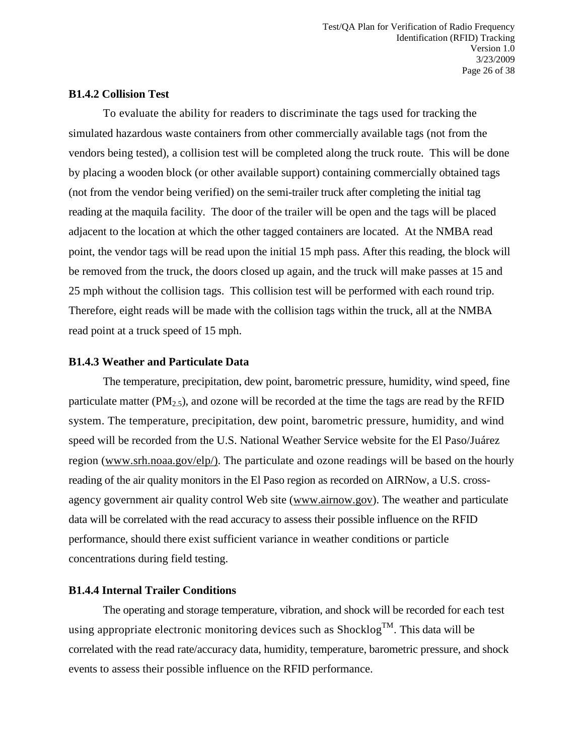### B1.4.2 Collision Test

To evaluate the ability for readers to discriminate the tags used for tracking the simulated hazardous waste containers from other commercially available tags (not from the vendors being tested), a collision test will be completed along the truck route. This will be done by placing a wooden block (or other available support) containing commercially obtained tags (not from the vendor being verified) on the semi-trailer truck after completing the initial tag reading at the maquila facility. The door of the trailer will be open and the tags will be placed adjacent to the location at which the other tagged containers are located. At the NMBA read point, the vendor tags will be read upon the initial 15 mph pass. After this reading, the block will be removed from the truck, the doors closed up again, and the truck will make passes at 15 and 25 mph without the collision tags. This collision test will be performed with each round trip. Therefore, eight reads will be made with the collision tags within the truck, all at the NMBA read point at a truck speed of 15 mph.

### B1.4.3 Weather and Particulate Data

The temperature, precipitation, dew point, barometric pressure, humidity, wind speed, fine particulate matter ($PM_{2.5}$), and ozone will be recorded at the time the tags are read by the RFID system. The temperature, precipitation, dew point, barometric pressure, humidity, and wind speed will be recorded from the U.S. National Weather Service website for the El Paso/Juárez region (www.srh.noaa.gov/elp/). The particulate and ozone readings will be based on the hourly reading of the air quality monitors in the El Paso region as recorded on AIRNow, a U.S. cross-agency government air quality control Web site (www.airnow.gov). The weather and particulate data will be correlated with the read accuracy to assess their possible influence on the RFID performance, should there exist sufficient variance in weather conditions or particle concentrations during field testing.

### B1.4.4 Internal Trailer Conditions

The operating and storage temperature, vibration, and shock will be recorded for each test using appropriate electronic monitoring devices such as Shocklog™. This data will be correlated with the read rate/accuracy data, humidity, temperature, barometric pressure, and shock events to assess their possible influence on the RFID performance.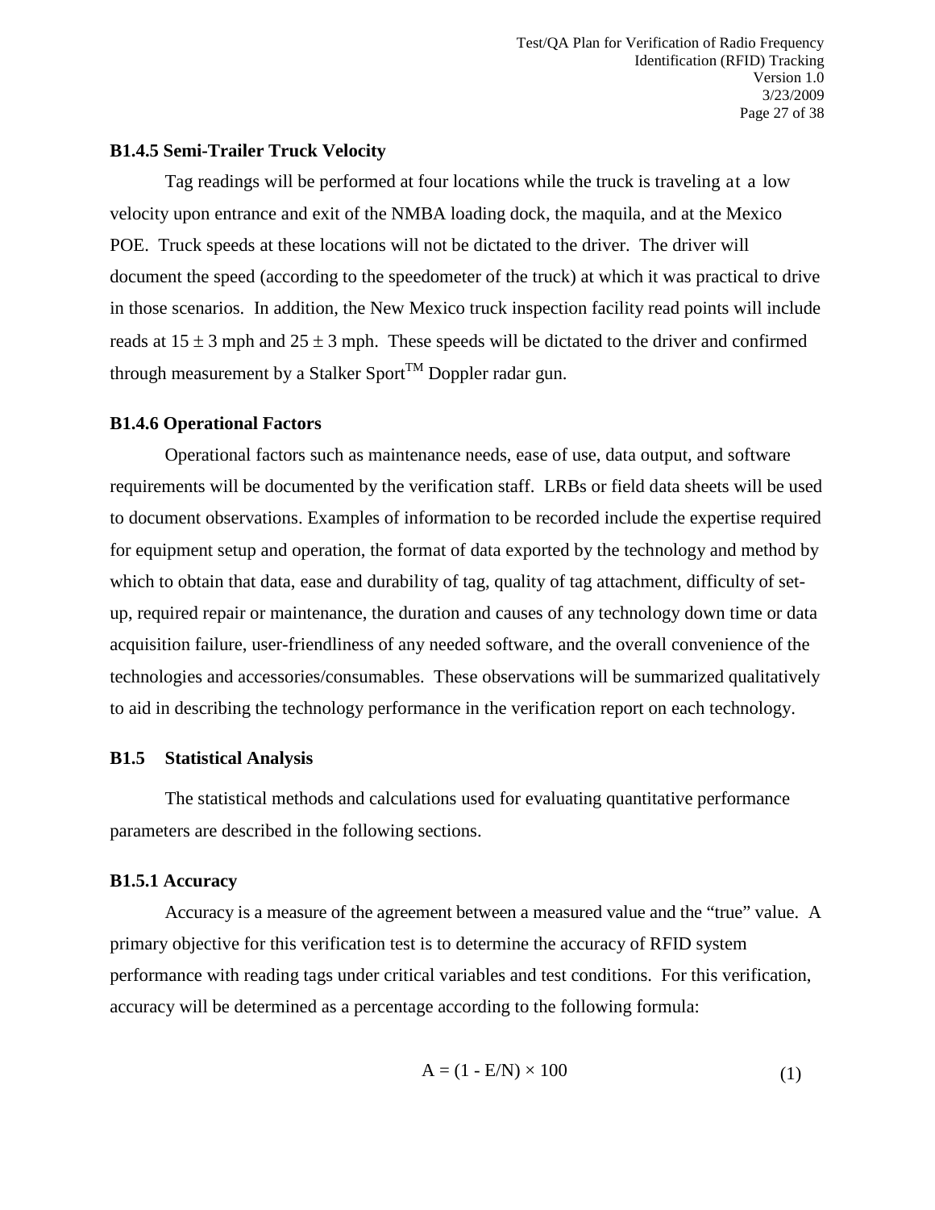### B1.4.5 Semi-Trailer Truck Velocity

Tag readings will be performed at four locations while the truck is traveling at a low velocity upon entrance and exit of the NMBA loading dock, the maquila, and at the Mexico POE. Truck speeds at these locations will not be dictated to the driver. The driver will document the speed (according to the speedometer of the truck) at which it was practical to drive in those scenarios. In addition, the New Mexico truck inspection facility read points will include reads at $15 \pm 3$ mph and $25 \pm 3$ mph. These speeds will be dictated to the driver and confirmed through measurement by a Stalker Sport™ Doppler radar gun.

### B1.4.6 Operational Factors

Operational factors such as maintenance needs, ease of use, data output, and software requirements will be documented by the verification staff. LRBs or field data sheets will be used to document observations. Examples of information to be recorded include the expertise required for equipment setup and operation, the format of data exported by the technology and method by which to obtain that data, ease and durability of tag, quality of tag attachment, difficulty of set-up, required repair or maintenance, the duration and causes of any technology down time or data acquisition failure, user-friendliness of any needed software, and the overall convenience of the technologies and accessories/consumables. These observations will be summarized qualitatively to aid in describing the technology performance in the verification report on each technology.

## B1.5 Statistical Analysis

The statistical methods and calculations used for evaluating quantitative performance parameters are described in the following sections.

### B1.5.1 Accuracy

Accuracy is a measure of the agreement between a measured value and the "true" value. A primary objective for this verification test is to determine the accuracy of RFID system performance with reading tags under critical variables and test conditions. For this verification, accuracy will be determined as a percentage according to the following formula:

$$A = (1 - E/N) \times 100 \tag{1}$$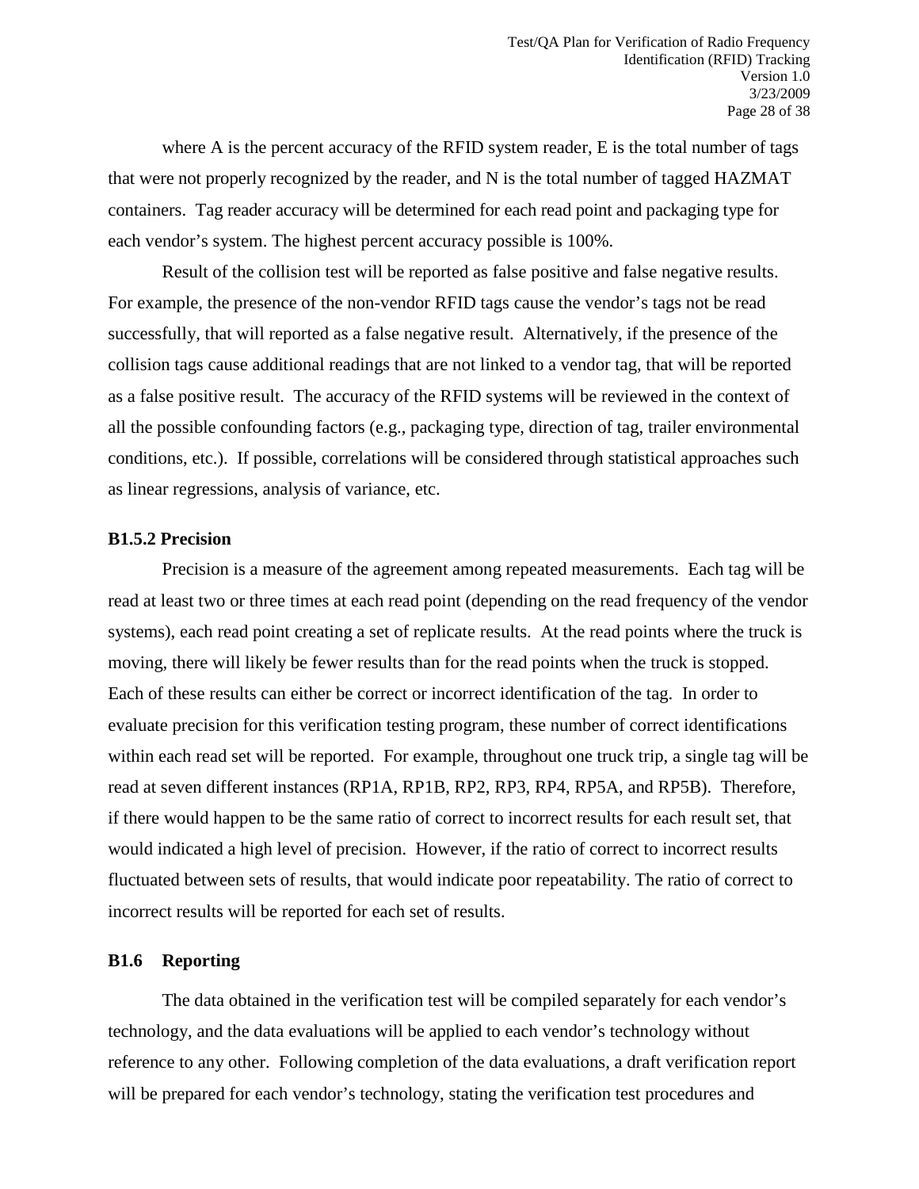where A is the percent accuracy of the RFID system reader, E is the total number of tags that were not properly recognized by the reader, and N is the total number of tagged HAZMAT containers. Tag reader accuracy will be determined for each read point and packaging type for each vendor's system. The highest percent accuracy possible is 100%.

Result of the collision test will be reported as false positive and false negative results. For example, the presence of the non-vendor RFID tags cause the vendor's tags not be read successfully, that will reported as a false negative result. Alternatively, if the presence of the collision tags cause additional readings that are not linked to a vendor tag, that will be reported as a false positive result. The accuracy of the RFID systems will be reviewed in the context of all the possible confounding factors (e.g., packaging type, direction of tag, trailer environmental conditions, etc.). If possible, correlations will be considered through statistical approaches such as linear regressions, analysis of variance, etc.

### B1.5.2 Precision

Precision is a measure of the agreement among repeated measurements. Each tag will be read at least two or three times at each read point (depending on the read frequency of the vendor systems), each read point creating a set of replicate results. At the read points where the truck is moving, there will likely be fewer results than for the read points when the truck is stopped. Each of these results can either be correct or incorrect identification of the tag. In order to evaluate precision for this verification testing program, these number of correct identifications within each read set will be reported. For example, throughout one truck trip, a single tag will be read at seven different instances (RP1A, RP1B, RP2, RP3, RP4, RP5A, and RP5B). Therefore, if there would happen to be the same ratio of correct to incorrect results for each result set, that would indicated a high level of precision. However, if the ratio of correct to incorrect results fluctuated between sets of results, that would indicate poor repeatability. The ratio of correct to incorrect results will be reported for each set of results.

## B1.6 Reporting

The data obtained in the verification test will be compiled separately for each vendor's technology, and the data evaluations will be applied to each vendor's technology without reference to any other. Following completion of the data evaluations, a draft verification report will be prepared for each vendor's technology, stating the verification test procedures and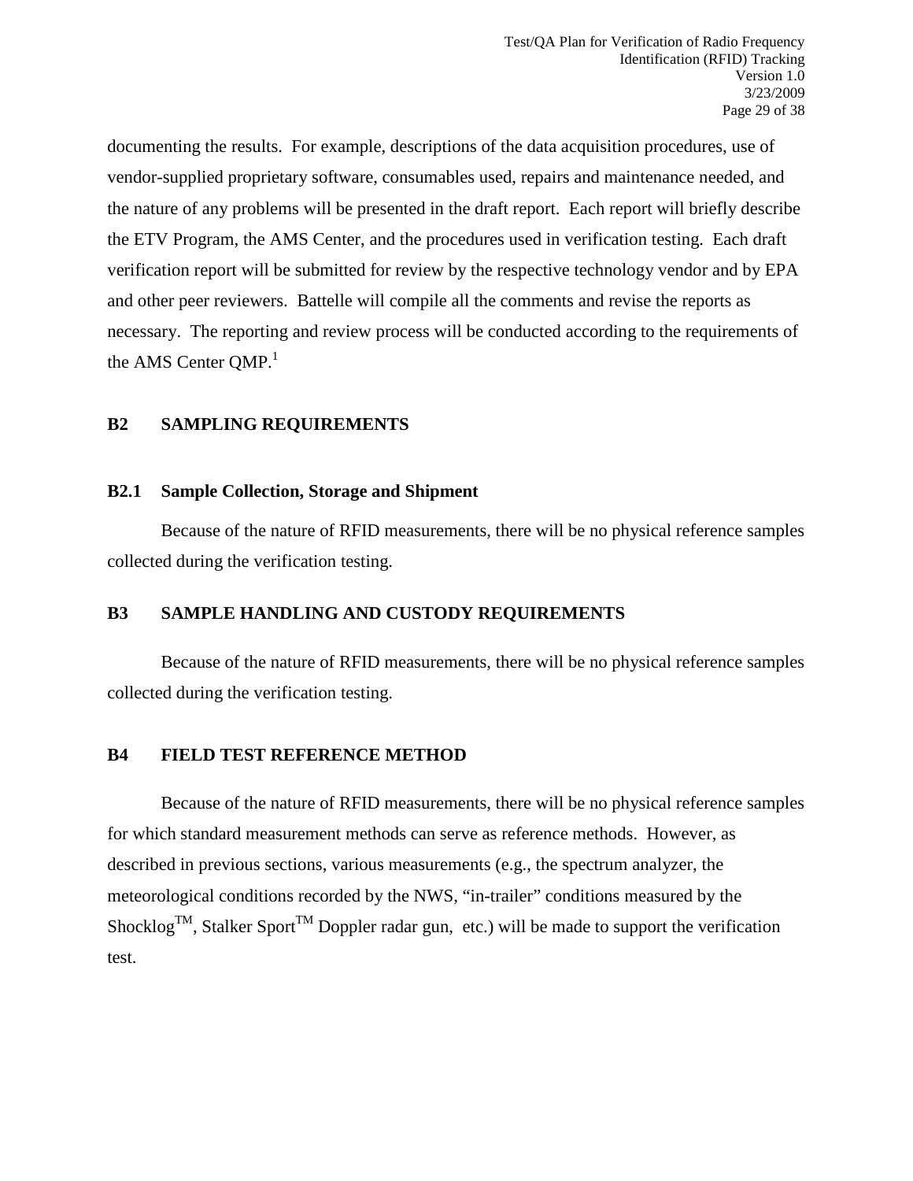documenting the results. For example, descriptions of the data acquisition procedures, use of vendor-supplied proprietary software, consumables used, repairs and maintenance needed, and the nature of any problems will be presented in the draft report. Each report will briefly describe the ETV Program, the AMS Center, and the procedures used in verification testing. Each draft verification report will be submitted for review by the respective technology vendor and by EPA and other peer reviewers. Battelle will compile all the comments and revise the reports as necessary. The reporting and review process will be conducted according to the requirements of the AMS Center QMP.[1]

## B2 SAMPLING REQUIREMENTS

### B2.1 Sample Collection, Storage and Shipment

Because of the nature of RFID measurements, there will be no physical reference samples collected during the verification testing.

## B3 SAMPLE HANDLING AND CUSTODY REQUIREMENTS

Because of the nature of RFID measurements, there will be no physical reference samples collected during the verification testing.

## B4 FIELD TEST REFERENCE METHOD

Because of the nature of RFID measurements, there will be no physical reference samples for which standard measurement methods can serve as reference methods. However, as described in previous sections, various measurements (e.g., the spectrum analyzer, the meteorological conditions recorded by the NWS, "in-trailer" conditions measured by the Shocklog™, Stalker Sport™ Doppler radar gun, etc.) will be made to support the verification test.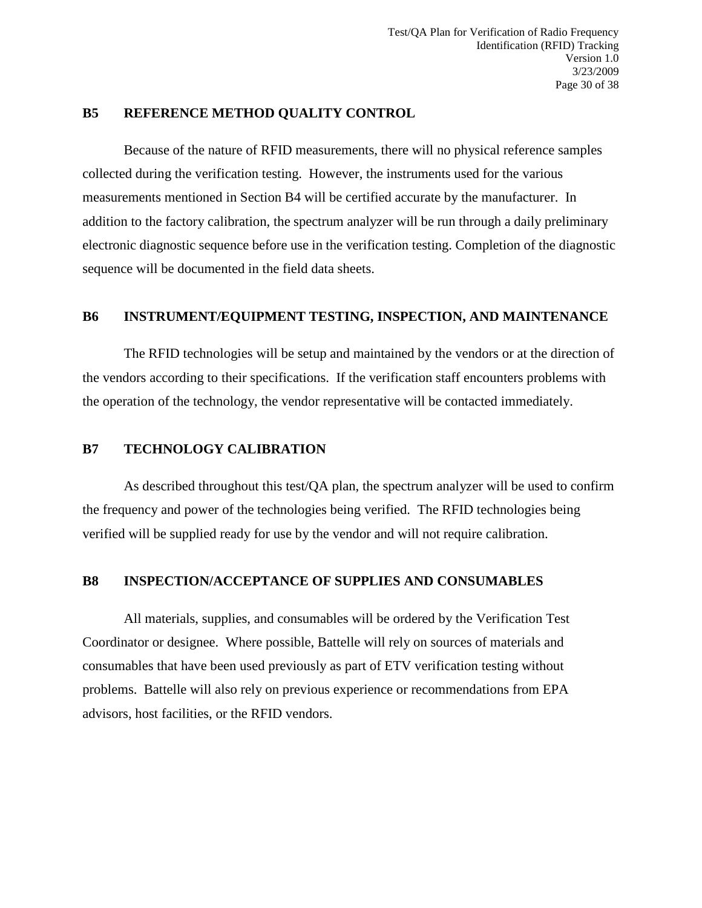## B5 REFERENCE METHOD QUALITY CONTROL

Because of the nature of RFID measurements, there will no physical reference samples collected during the verification testing. However, the instruments used for the various measurements mentioned in Section B4 will be certified accurate by the manufacturer. In addition to the factory calibration, the spectrum analyzer will be run through a daily preliminary electronic diagnostic sequence before use in the verification testing. Completion of the diagnostic sequence will be documented in the field data sheets.

## B6 INSTRUMENT/EQUIPMENT TESTING, INSPECTION, AND MAINTENANCE

The RFID technologies will be setup and maintained by the vendors or at the direction of the vendors according to their specifications. If the verification staff encounters problems with the operation of the technology, the vendor representative will be contacted immediately.

## B7 TECHNOLOGY CALIBRATION

As described throughout this test/QA plan, the spectrum analyzer will be used to confirm the frequency and power of the technologies being verified. The RFID technologies being verified will be supplied ready for use by the vendor and will not require calibration.

## B8 INSPECTION/ACCEPTANCE OF SUPPLIES AND CONSUMABLES

All materials, supplies, and consumables will be ordered by the Verification Test Coordinator or designee. Where possible, Battelle will rely on sources of materials and consumables that have been used previously as part of ETV verification testing without problems. Battelle will also rely on previous experience or recommendations from EPA advisors, host facilities, or the RFID vendors.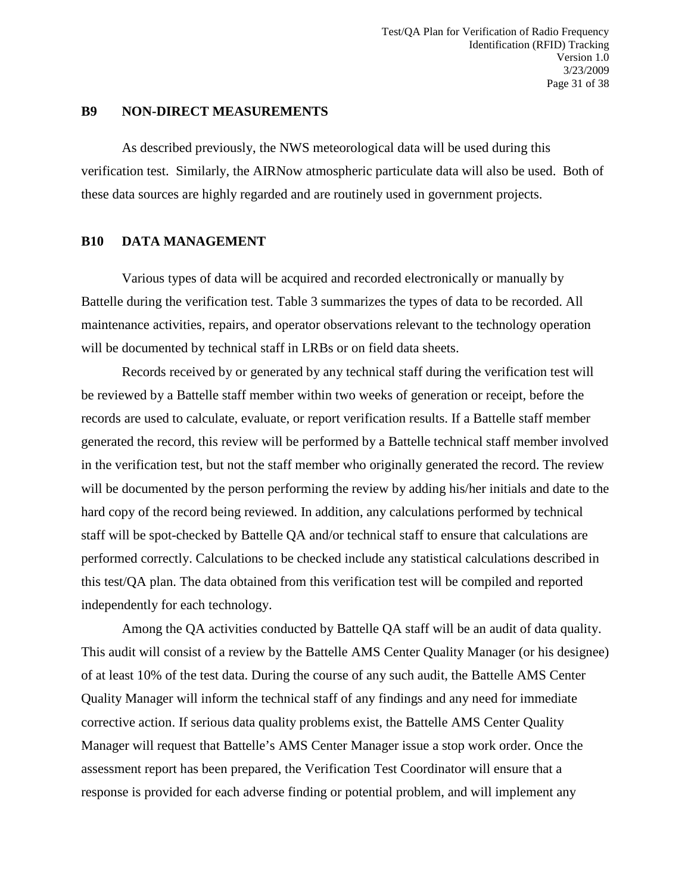## B9 NON-DIRECT MEASUREMENTS

As described previously, the NWS meteorological data will be used during this verification test. Similarly, the AIRNow atmospheric particulate data will also be used. Both of these data sources are highly regarded and are routinely used in government projects.

## B10 DATA MANAGEMENT

Various types of data will be acquired and recorded electronically or manually by Battelle during the verification test. Table 3 summarizes the types of data to be recorded. All maintenance activities, repairs, and operator observations relevant to the technology operation will be documented by technical staff in LRBs or on field data sheets.

Records received by or generated by any technical staff during the verification test will be reviewed by a Battelle staff member within two weeks of generation or receipt, before the records are used to calculate, evaluate, or report verification results. If a Battelle staff member generated the record, this review will be performed by a Battelle technical staff member involved in the verification test, but not the staff member who originally generated the record. The review will be documented by the person performing the review by adding his/her initials and date to the hard copy of the record being reviewed. In addition, any calculations performed by technical staff will be spot-checked by Battelle QA and/or technical staff to ensure that calculations are performed correctly. Calculations to be checked include any statistical calculations described in this test/QA plan. The data obtained from this verification test will be compiled and reported independently for each technology.

Among the QA activities conducted by Battelle QA staff will be an audit of data quality. This audit will consist of a review by the Battelle AMS Center Quality Manager (or his designee) of at least 10% of the test data. During the course of any such audit, the Battelle AMS Center Quality Manager will inform the technical staff of any findings and any need for immediate corrective action. If serious data quality problems exist, the Battelle AMS Center Quality Manager will request that Battelle's AMS Center Manager issue a stop work order. Once the assessment report has been prepared, the Verification Test Coordinator will ensure that a response is provided for each adverse finding or potential problem, and will implement any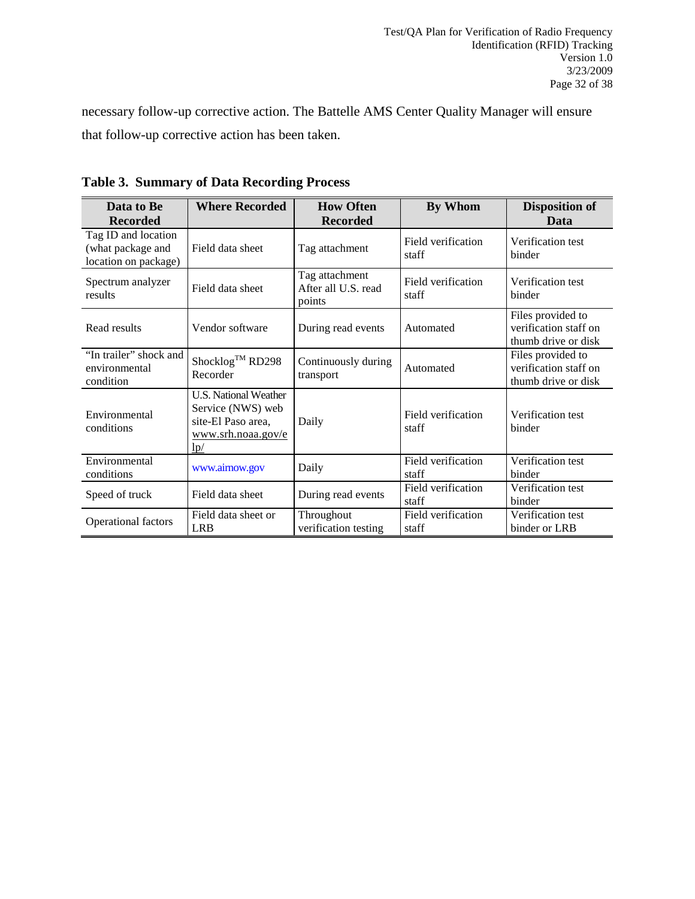necessary follow-up corrective action. The Battelle AMS Center Quality Manager will ensure that follow-up corrective action has been taken.

**Table 3. Summary of Data Recording Process**

| Data to Be Recorded | Where Recorded | How Often Recorded | By Whom | Disposition of Data |
|---|---|---|---|---|
| Tag ID and location (what package and location on package) | Field data sheet | Tag attachment | Field verification staff | Verification test binder |
| Spectrum analyzer results | Field data sheet | Tag attachment After all U.S. read points | Field verification staff | Verification test binder |
| Read results | Vendor software | During read events | Automated | Files provided to verification staff on thumb drive or disk |
| "In trailer" shock and environmental condition | Shocklog™ RD298 Recorder | Continuously during transport | Automated | Files provided to verification staff on thumb drive or disk |
| Environmental conditions | U.S. National Weather Service (NWS) web site-El Paso area, www.srh.noaa.gov/elp/ | Daily | Field verification staff | Verification test binder |
| Environmental conditions | www.airnow.gov | Daily | Field verification staff | Verification test binder |
| Speed of truck | Field data sheet | During read events | Field verification staff | Verification test binder |
| Operational factors | Field data sheet or LRB | Throughout verification testing | Field verification staff | Verification test binder or LRB |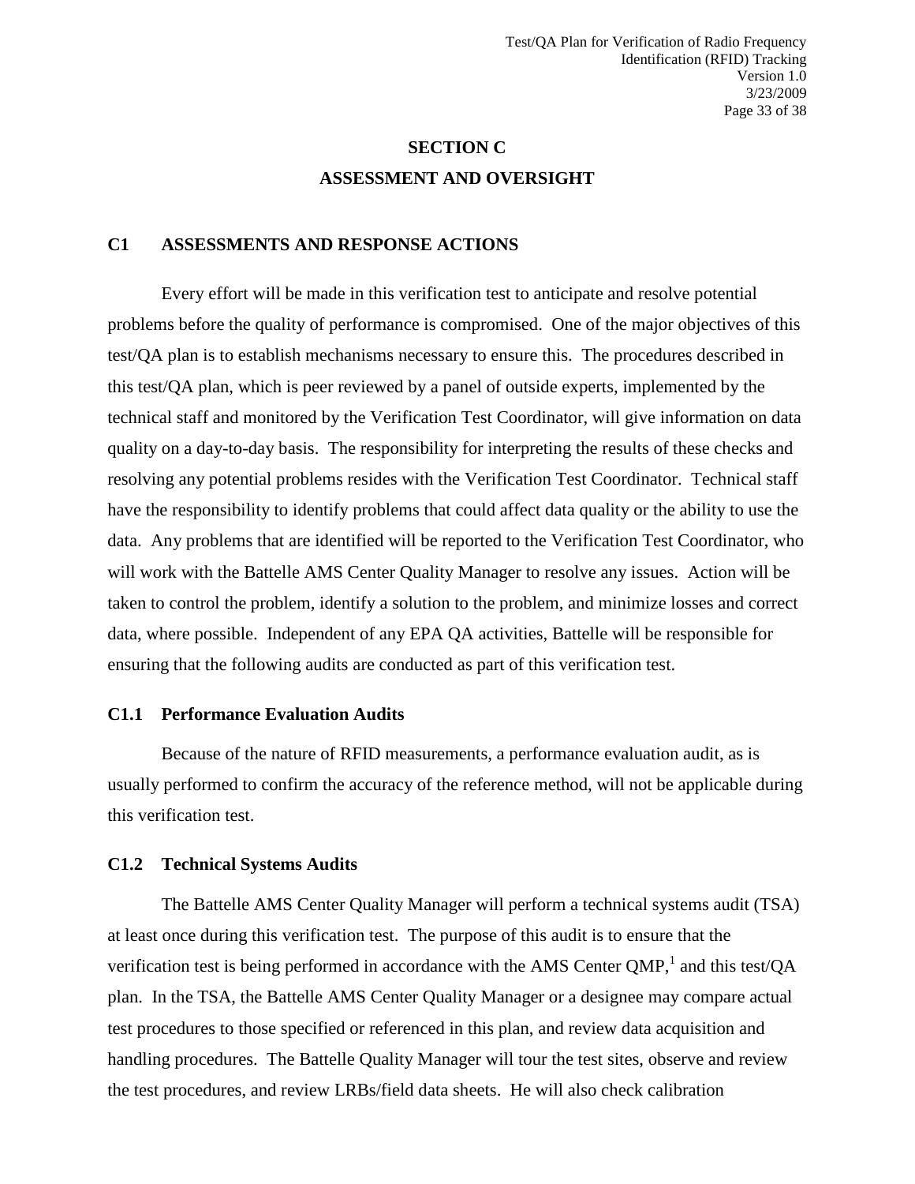# SECTION C

# ASSESSMENT AND OVERSIGHT

## C1 ASSESSMENTS AND RESPONSE ACTIONS

Every effort will be made in this verification test to anticipate and resolve potential problems before the quality of performance is compromised. One of the major objectives of this test/QA plan is to establish mechanisms necessary to ensure this. The procedures described in this test/QA plan, which is peer reviewed by a panel of outside experts, implemented by the technical staff and monitored by the Verification Test Coordinator, will give information on data quality on a day-to-day basis. The responsibility for interpreting the results of these checks and resolving any potential problems resides with the Verification Test Coordinator. Technical staff have the responsibility to identify problems that could affect data quality or the ability to use the data. Any problems that are identified will be reported to the Verification Test Coordinator, who will work with the Battelle AMS Center Quality Manager to resolve any issues. Action will be taken to control the problem, identify a solution to the problem, and minimize losses and correct data, where possible. Independent of any EPA QA activities, Battelle will be responsible for ensuring that the following audits are conducted as part of this verification test.

### C1.1 Performance Evaluation Audits

Because of the nature of RFID measurements, a performance evaluation audit, as is usually performed to confirm the accuracy of the reference method, will not be applicable during this verification test.

### C1.2 Technical Systems Audits

The Battelle AMS Center Quality Manager will perform a technical systems audit (TSA) at least once during this verification test. The purpose of this audit is to ensure that the verification test is being performed in accordance with the AMS Center QMP,[1] and this test/QA plan. In the TSA, the Battelle AMS Center Quality Manager or a designee may compare actual test procedures to those specified or referenced in this plan, and review data acquisition and handling procedures. The Battelle Quality Manager will tour the test sites, observe and review the test procedures, and review LRBs/field data sheets. He will also check calibration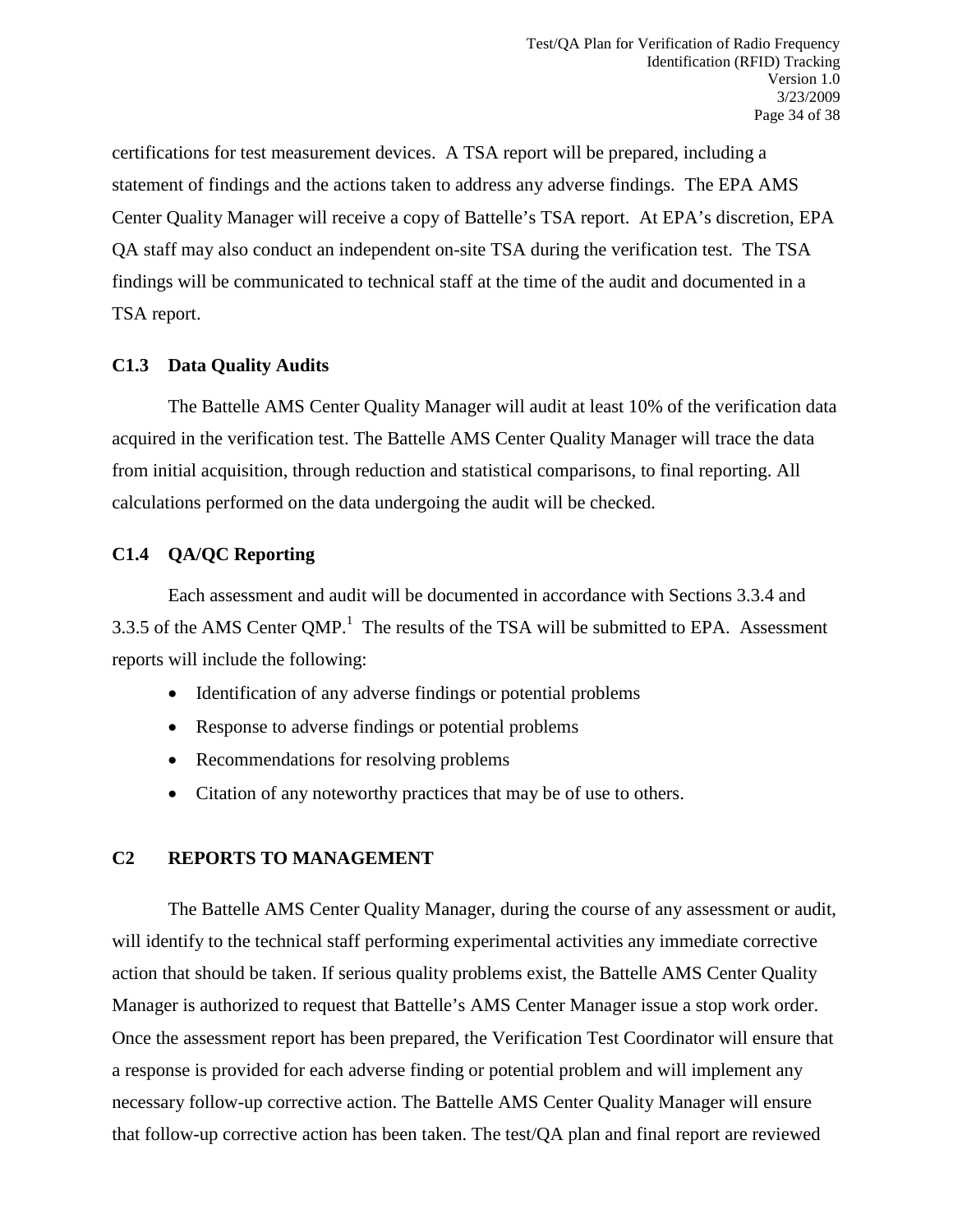certifications for test measurement devices. A TSA report will be prepared, including a statement of findings and the actions taken to address any adverse findings. The EPA AMS Center Quality Manager will receive a copy of Battelle's TSA report. At EPA's discretion, EPA QA staff may also conduct an independent on-site TSA during the verification test. The TSA findings will be communicated to technical staff at the time of the audit and documented in a TSA report.

### C1.3 Data Quality Audits

The Battelle AMS Center Quality Manager will audit at least 10% of the verification data acquired in the verification test. The Battelle AMS Center Quality Manager will trace the data from initial acquisition, through reduction and statistical comparisons, to final reporting. All calculations performed on the data undergoing the audit will be checked.

### C1.4 QA/QC Reporting

Each assessment and audit will be documented in accordance with Sections 3.3.4 and 3.3.5 of the AMS Center QMP.[1] The results of the TSA will be submitted to EPA. Assessment reports will include the following:

- Identification of any adverse findings or potential problems
- Response to adverse findings or potential problems
- Recommendations for resolving problems
- Citation of any noteworthy practices that may be of use to others.

## C2 REPORTS TO MANAGEMENT

The Battelle AMS Center Quality Manager, during the course of any assessment or audit, will identify to the technical staff performing experimental activities any immediate corrective action that should be taken. If serious quality problems exist, the Battelle AMS Center Quality Manager is authorized to request that Battelle's AMS Center Manager issue a stop work order. Once the assessment report has been prepared, the Verification Test Coordinator will ensure that a response is provided for each adverse finding or potential problem and will implement any necessary follow-up corrective action. The Battelle AMS Center Quality Manager will ensure that follow-up corrective action has been taken. The test/QA plan and final report are reviewed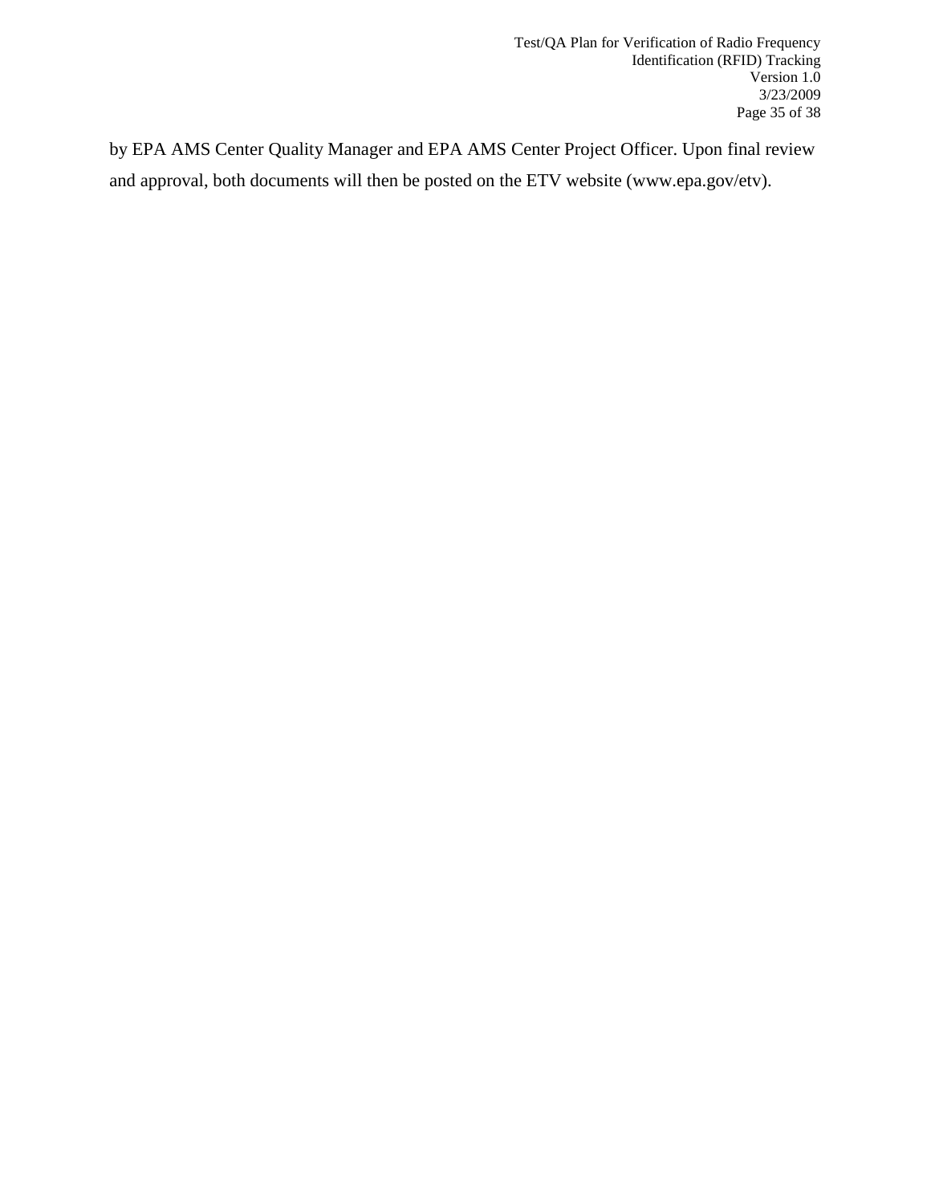by EPA AMS Center Quality Manager and EPA AMS Center Project Officer. Upon final review and approval, both documents will then be posted on the ETV website (www.epa.gov/etv).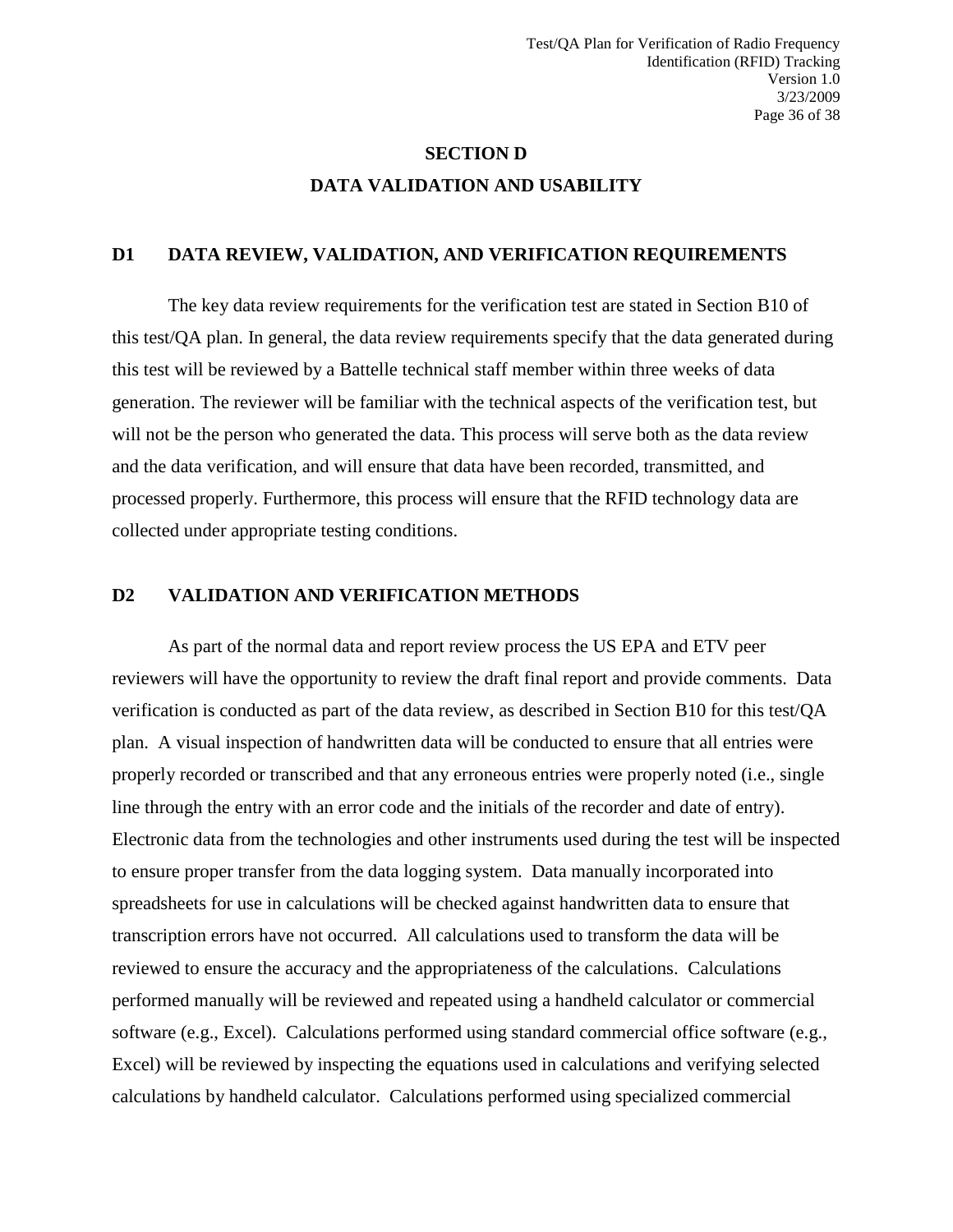# SECTION D

# DATA VALIDATION AND USABILITY

## D1 DATA REVIEW, VALIDATION, AND VERIFICATION REQUIREMENTS

The key data review requirements for the verification test are stated in Section B10 of this test/QA plan. In general, the data review requirements specify that the data generated during this test will be reviewed by a Battelle technical staff member within three weeks of data generation. The reviewer will be familiar with the technical aspects of the verification test, but will not be the person who generated the data. This process will serve both as the data review and the data verification, and will ensure that data have been recorded, transmitted, and processed properly. Furthermore, this process will ensure that the RFID technology data are collected under appropriate testing conditions.

## D2 VALIDATION AND VERIFICATION METHODS

As part of the normal data and report review process the US EPA and ETV peer reviewers will have the opportunity to review the draft final report and provide comments. Data verification is conducted as part of the data review, as described in Section B10 for this test/QA plan. A visual inspection of handwritten data will be conducted to ensure that all entries were properly recorded or transcribed and that any erroneous entries were properly noted (i.e., single line through the entry with an error code and the initials of the recorder and date of entry). Electronic data from the technologies and other instruments used during the test will be inspected to ensure proper transfer from the data logging system. Data manually incorporated into spreadsheets for use in calculations will be checked against handwritten data to ensure that transcription errors have not occurred. All calculations used to transform the data will be reviewed to ensure the accuracy and the appropriateness of the calculations. Calculations performed manually will be reviewed and repeated using a handheld calculator or commercial software (e.g., Excel). Calculations performed using standard commercial office software (e.g., Excel) will be reviewed by inspecting the equations used in calculations and verifying selected calculations by handheld calculator. Calculations performed using specialized commercial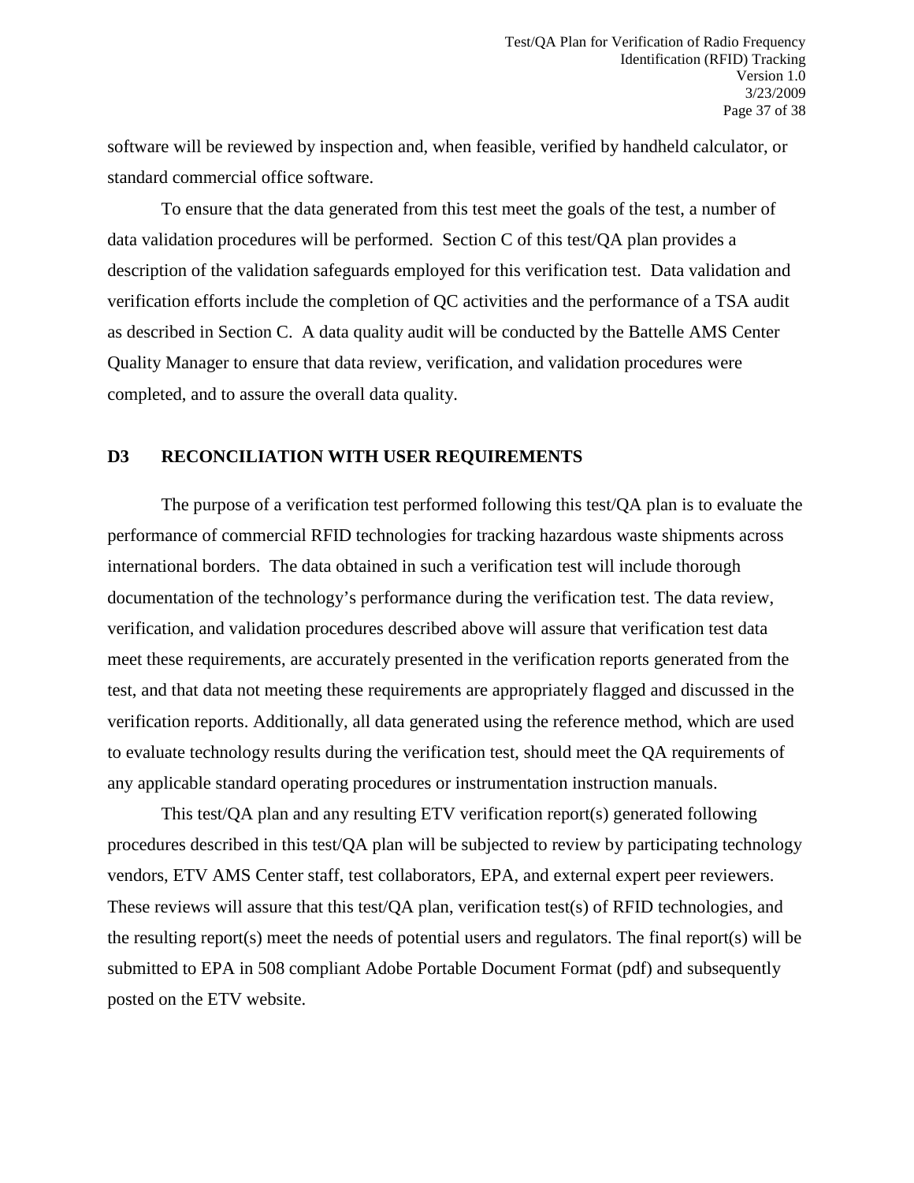software will be reviewed by inspection and, when feasible, verified by handheld calculator, or standard commercial office software.

To ensure that the data generated from this test meet the goals of the test, a number of data validation procedures will be performed. Section C of this test/QA plan provides a description of the validation safeguards employed for this verification test. Data validation and verification efforts include the completion of QC activities and the performance of a TSA audit as described in Section C. A data quality audit will be conducted by the Battelle AMS Center Quality Manager to ensure that data review, verification, and validation procedures were completed, and to assure the overall data quality.

## D3 RECONCILIATION WITH USER REQUIREMENTS

The purpose of a verification test performed following this test/QA plan is to evaluate the performance of commercial RFID technologies for tracking hazardous waste shipments across international borders. The data obtained in such a verification test will include thorough documentation of the technology's performance during the verification test. The data review, verification, and validation procedures described above will assure that verification test data meet these requirements, are accurately presented in the verification reports generated from the test, and that data not meeting these requirements are appropriately flagged and discussed in the verification reports. Additionally, all data generated using the reference method, which are used to evaluate technology results during the verification test, should meet the QA requirements of any applicable standard operating procedures or instrumentation instruction manuals.

This test/QA plan and any resulting ETV verification report(s) generated following procedures described in this test/QA plan will be subjected to review by participating technology vendors, ETV AMS Center staff, test collaborators, EPA, and external expert peer reviewers. These reviews will assure that this test/QA plan, verification test(s) of RFID technologies, and the resulting report(s) meet the needs of potential users and regulators. The final report(s) will be submitted to EPA in 508 compliant Adobe Portable Document Format (pdf) and subsequently posted on the ETV website.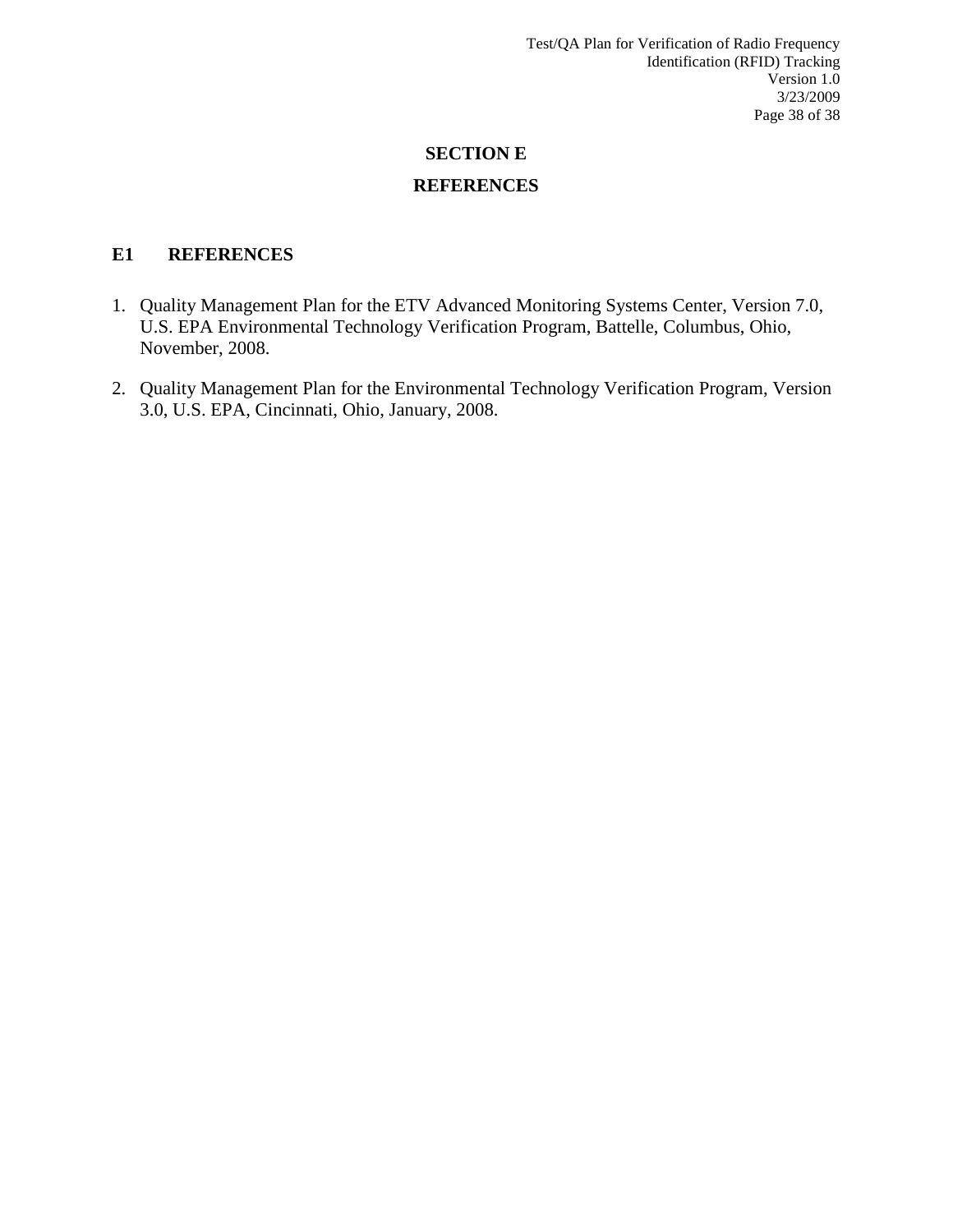# SECTION E

# REFERENCES

## E1 REFERENCES

1. Quality Management Plan for the ETV Advanced Monitoring Systems Center, Version 7.0, U.S. EPA Environmental Technology Verification Program, Battelle, Columbus, Ohio, November, 2008.

2. Quality Management Plan for the Environmental Technology Verification Program, Version 3.0, U.S. EPA, Cincinnati, Ohio, January, 2008.